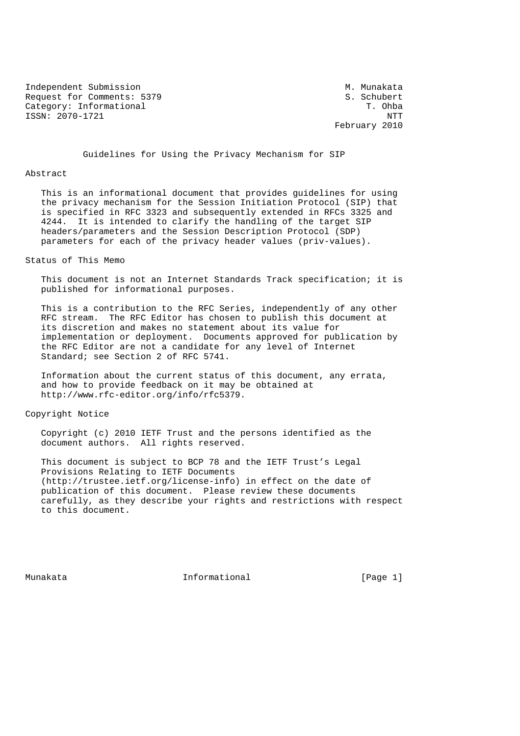Independent Submission M. Munakata
Request for Comments: 5379 S. Schubert
Category: Informational T. Ohba
ISSN: 2070-1721 NTT
February 2010

# Guidelines for Using the Privacy Mechanism for SIP

## Abstract

This is an informational document that provides guidelines for using the privacy mechanism for the Session Initiation Protocol (SIP) that is specified in RFC 3323 and subsequently extended in RFCs 3325 and 4244. It is intended to clarify the handling of the target SIP headers/parameters and the Session Description Protocol (SDP) parameters for each of the privacy header values (priv-values).

## Status of This Memo

This document is not an Internet Standards Track specification; it is published for informational purposes.

This is a contribution to the RFC Series, independently of any other RFC stream. The RFC Editor has chosen to publish this document at its discretion and makes no statement about its value for implementation or deployment. Documents approved for publication by the RFC Editor are not a candidate for any level of Internet Standard; see Section 2 of RFC 5741.

Information about the current status of this document, any errata, and how to provide feedback on it may be obtained at http://www.rfc-editor.org/info/rfc5379.

## Copyright Notice

Copyright (c) 2010 IETF Trust and the persons identified as the document authors. All rights reserved.

This document is subject to BCP 78 and the IETF Trust's Legal Provisions Relating to IETF Documents (http://trustee.ietf.org/license-info) in effect on the date of publication of this document. Please review these documents carefully, as they describe your rights and restrictions with respect to this document.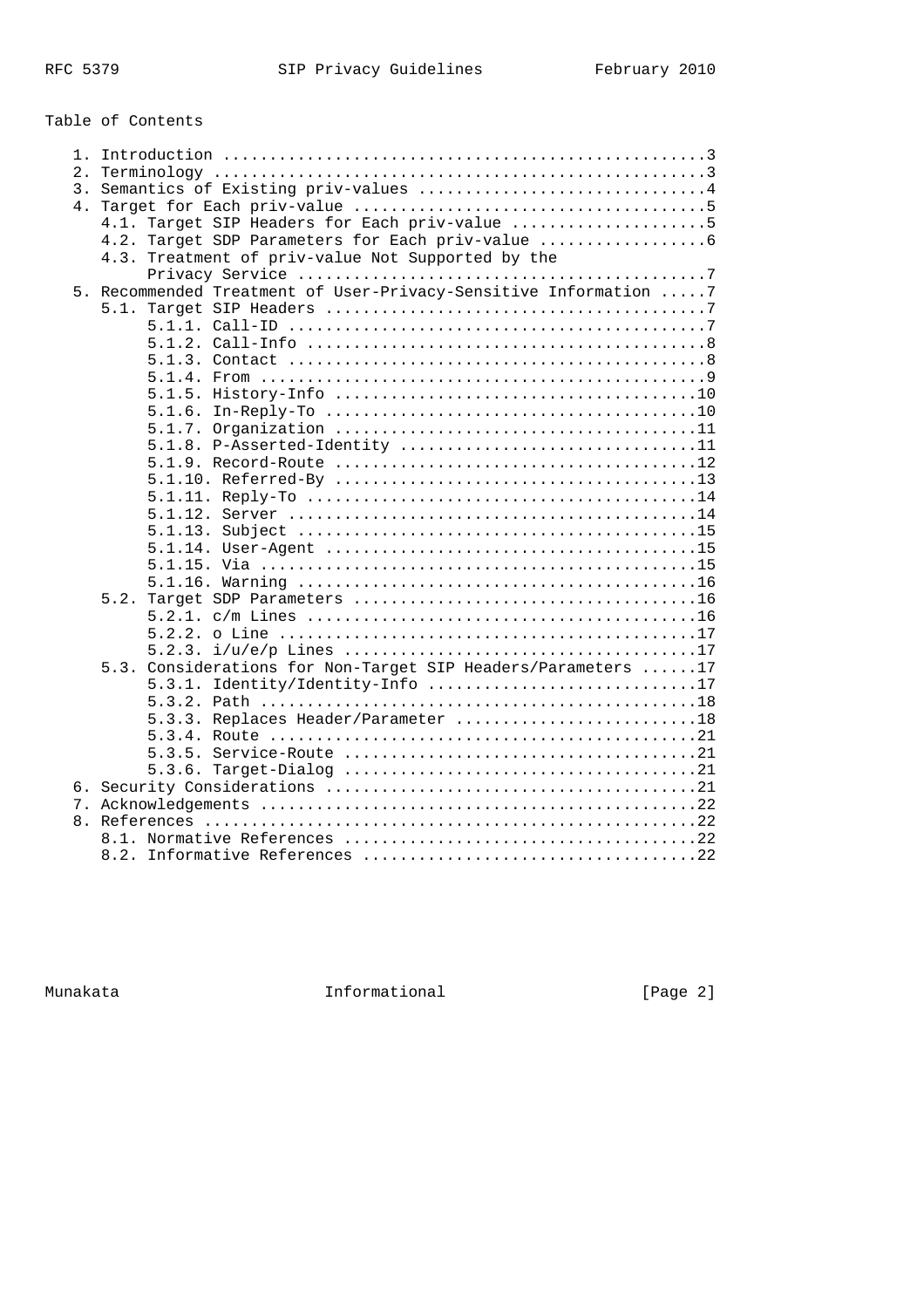Table of Contents

```
   1. Introduction ....................................................3
   2. Terminology .....................................................3
   3. Semantics of Existing priv-values ...............................4
   4. Target for Each priv-value ......................................5
      4.1. Target SIP Headers for Each priv-value .....................5
      4.2. Target SDP Parameters for Each priv-value ..................6
      4.3. Treatment of priv-value Not Supported by the
           Privacy Service ............................................7
   5. Recommended Treatment of User-Privacy-Sensitive Information .....7
      5.1. Target SIP Headers .........................................7
           5.1.1. Call-ID .............................................7
           5.1.2. Call-Info ...........................................8
           5.1.3. Contact .............................................8
           5.1.4. From ................................................9
           5.1.5. History-Info .......................................10
           5.1.6. In-Reply-To ........................................10
           5.1.7. Organization .......................................11
           5.1.8. P-Asserted-Identity ................................11
           5.1.9. Record-Route .......................................12
           5.1.10. Referred-By .......................................13
           5.1.11. Reply-To ..........................................14
           5.1.12. Server ............................................14
           5.1.13. Subject ...........................................15
           5.1.14. User-Agent ........................................15
           5.1.15. Via ...............................................15
           5.1.16. Warning ...........................................16
      5.2. Target SDP Parameters .....................................16
           5.2.1. c/m Lines ..........................................16
           5.2.2. o Line .............................................17
           5.2.3. i/u/e/p Lines ......................................17
      5.3. Considerations for Non-Target SIP Headers/Parameters ......17
           5.3.1. Identity/Identity-Info .............................17
           5.3.2. Path ...............................................18
           5.3.3. Replaces Header/Parameter ..........................18
           5.3.4. Route ..............................................21
           5.3.5. Service-Route ......................................21
           5.3.6. Target-Dialog ......................................21
   6. Security Considerations ........................................21
   7. Acknowledgements ...............................................22
   8. References .....................................................22
      8.1. Normative References ......................................22
      8.2. Informative References ....................................22
```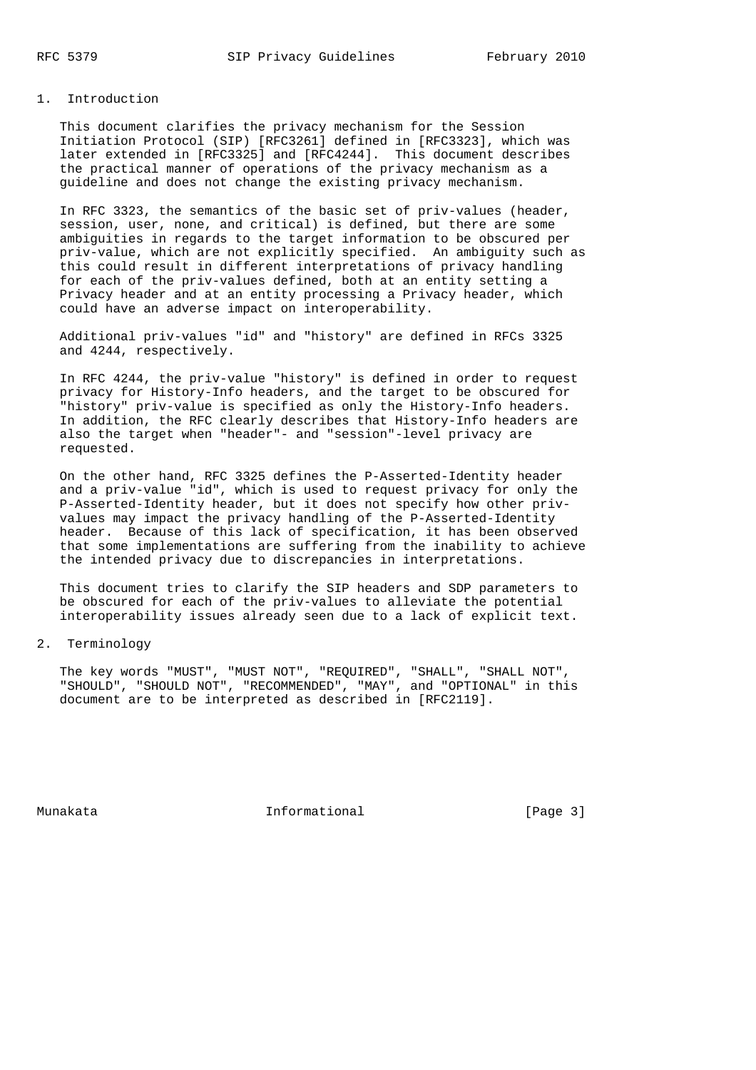## 1. Introduction

This document clarifies the privacy mechanism for the Session Initiation Protocol (SIP) [RFC3261] defined in [RFC3323], which was later extended in [RFC3325] and [RFC4244]. This document describes the practical manner of operations of the privacy mechanism as a guideline and does not change the existing privacy mechanism.

In RFC 3323, the semantics of the basic set of priv-values (header, session, user, none, and critical) is defined, but there are some ambiguities in regards to the target information to be obscured per priv-value, which are not explicitly specified. An ambiguity such as this could result in different interpretations of privacy handling for each of the priv-values defined, both at an entity setting a Privacy header and at an entity processing a Privacy header, which could have an adverse impact on interoperability.

Additional priv-values "id" and "history" are defined in RFCs 3325 and 4244, respectively.

In RFC 4244, the priv-value "history" is defined in order to request privacy for History-Info headers, and the target to be obscured for "history" priv-value is specified as only the History-Info headers. In addition, the RFC clearly describes that History-Info headers are also the target when "header"- and "session"-level privacy are requested.

On the other hand, RFC 3325 defines the P-Asserted-Identity header and a priv-value "id", which is used to request privacy for only the P-Asserted-Identity header, but it does not specify how other priv-values may impact the privacy handling of the P-Asserted-Identity header. Because of this lack of specification, it has been observed that some implementations are suffering from the inability to achieve the intended privacy due to discrepancies in interpretations.

This document tries to clarify the SIP headers and SDP parameters to be obscured for each of the priv-values to alleviate the potential interoperability issues already seen due to a lack of explicit text.

## 2. Terminology

The key words "MUST", "MUST NOT", "REQUIRED", "SHALL", "SHALL NOT", "SHOULD", "SHOULD NOT", "RECOMMENDED", "MAY", and "OPTIONAL" in this document are to be interpreted as described in [RFC2119].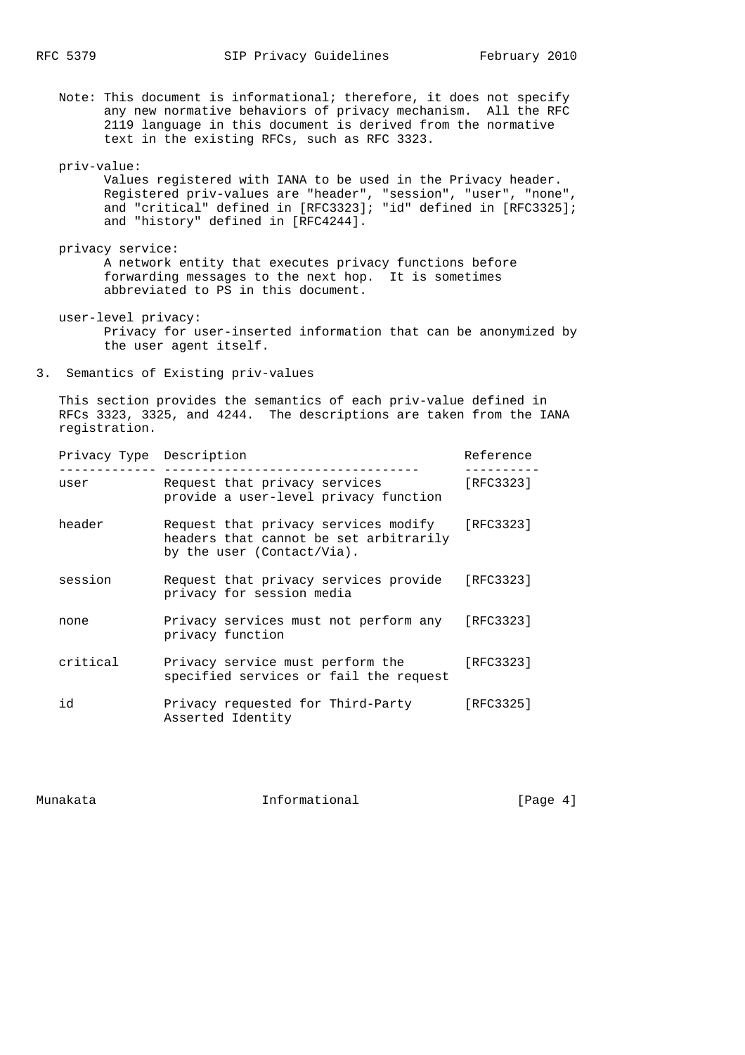Note: This document is informational; therefore, it does not specify any new normative behaviors of privacy mechanism. All the RFC 2119 language in this document is derived from the normative text in the existing RFCs, such as RFC 3323.

priv-value:
: Values registered with IANA to be used in the Privacy header. Registered priv-values are "header", "session", "user", "none", and "critical" defined in [RFC3323]; "id" defined in [RFC3325]; and "history" defined in [RFC4244].

privacy service:
: A network entity that executes privacy functions before forwarding messages to the next hop. It is sometimes abbreviated to PS in this document.

user-level privacy:
: Privacy for user-inserted information that can be anonymized by the user agent itself.

## 3. Semantics of Existing priv-values

This section provides the semantics of each priv-value defined in RFCs 3323, 3325, and 4244. The descriptions are taken from the IANA registration.

| Privacy Type | Description | Reference |
|---|---|---|
| user | Request that privacy services provide a user-level privacy function | [RFC3323] |
| header | Request that privacy services modify headers that cannot be set arbitrarily by the user (Contact/Via). | [RFC3323] |
| session | Request that privacy services provide privacy for session media | [RFC3323] |
| none | Privacy services must not perform any privacy function | [RFC3323] |
| critical | Privacy service must perform the specified services or fail the request | [RFC3323] |
| id | Privacy requested for Third-Party Asserted Identity | [RFC3325] |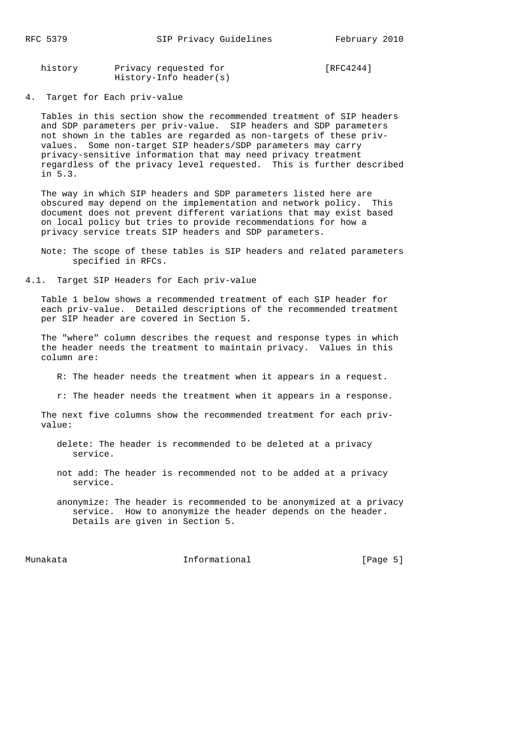| | | |
|---|---|---|
| history | Privacy requested for History-Info header(s) | [RFC4244] |

## 4. Target for Each priv-value

Tables in this section show the recommended treatment of SIP headers and SDP parameters per priv-value. SIP headers and SDP parameters not shown in the tables are regarded as non-targets of these priv-values. Some non-target SIP headers/SDP parameters may carry privacy-sensitive information that may need privacy treatment regardless of the privacy level requested. This is further described in 5.3.

The way in which SIP headers and SDP parameters listed here are obscured may depend on the implementation and network policy. This document does not prevent different variations that may exist based on local policy but tries to provide recommendations for how a privacy service treats SIP headers and SDP parameters.

Note: The scope of these tables is SIP headers and related parameters specified in RFCs.

### 4.1. Target SIP Headers for Each priv-value

Table 1 below shows a recommended treatment of each SIP header for each priv-value. Detailed descriptions of the recommended treatment per SIP header are covered in Section 5.

The "where" column describes the request and response types in which the header needs the treatment to maintain privacy. Values in this column are:

- R: The header needs the treatment when it appears in a request.
- r: The header needs the treatment when it appears in a response.

The next five columns show the recommended treatment for each priv-value:

- delete: The header is recommended to be deleted at a privacy service.
- not add: The header is recommended not to be added at a privacy service.
- anonymize: The header is recommended to be anonymized at a privacy service. How to anonymize the header depends on the header. Details are given in Section 5.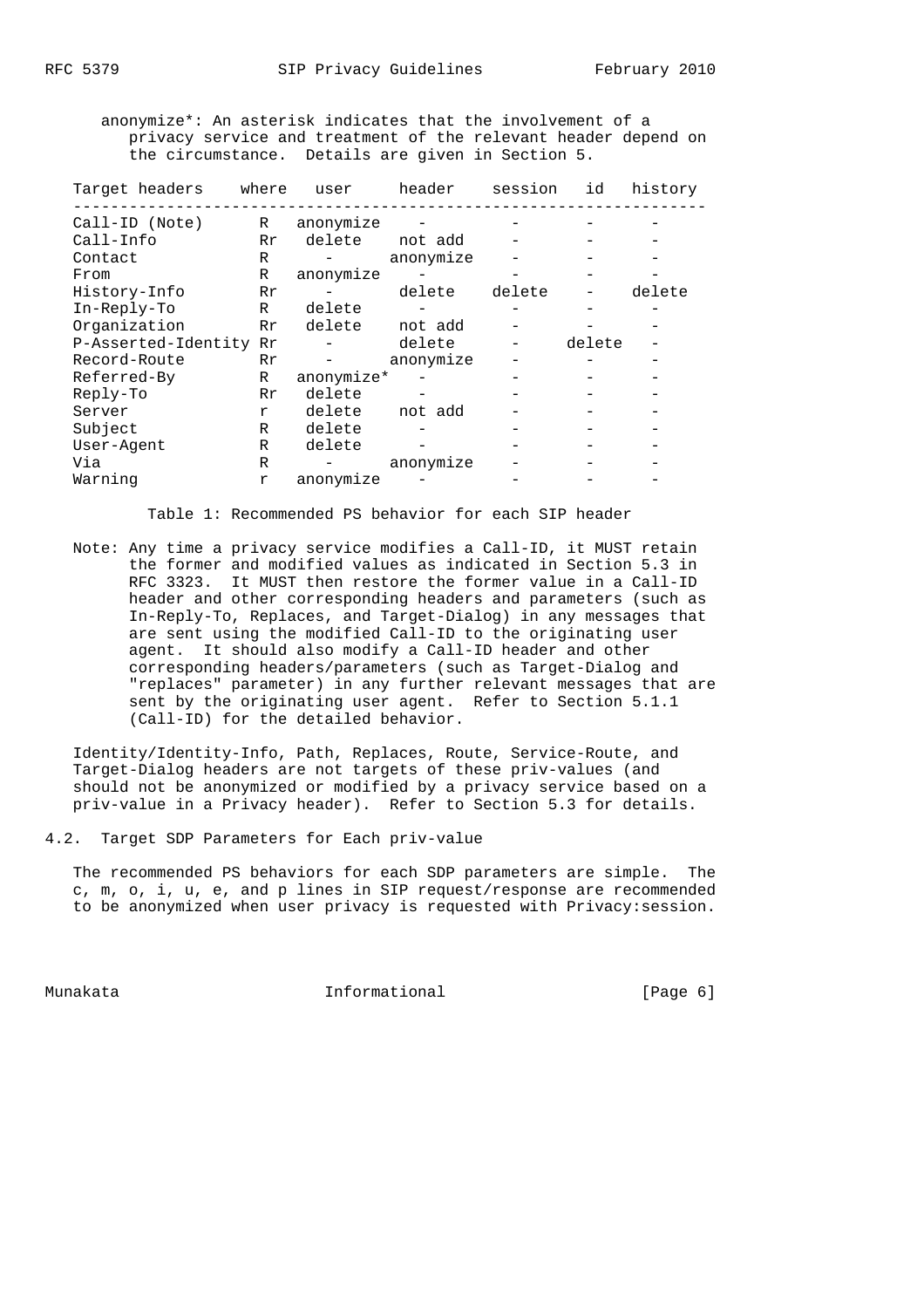anonymize*: An asterisk indicates that the involvement of a privacy service and treatment of the relevant header depend on the circumstance. Details are given in Section 5.

| Target headers | where | user | header | session | id | history |
|---|---|---|---|---|---|---|
| Call-ID (Note) | R | anonymize | - | - | - | - |
| Call-Info | Rr | delete | not add | - | - | - |
| Contact | R | - | anonymize | - | - | - |
| From | R | anonymize | - | - | - | - |
| History-Info | Rr | - | delete | delete | - | delete |
| In-Reply-To | R | delete | - | - | - | - |
| Organization | Rr | delete | not add | - | - | - |
| P-Asserted-Identity | Rr | - | delete | - | delete | - |
| Record-Route | Rr | - | anonymize | - | - | - |
| Referred-By | R | anonymize* | - | - | - | - |
| Reply-To | Rr | delete | - | - | - | - |
| Server | r | delete | not add | - | - | - |
| Subject | R | delete | - | - | - | - |
| User-Agent | R | delete | - | - | - | - |
| Via | R | - | anonymize | - | - | - |
| Warning | r | anonymize | - | - | - | - |

Table 1: Recommended PS behavior for each SIP header

Note: Any time a privacy service modifies a Call-ID, it MUST retain the former and modified values as indicated in Section 5.3 in RFC 3323. It MUST then restore the former value in a Call-ID header and other corresponding headers and parameters (such as In-Reply-To, Replaces, and Target-Dialog) in any messages that are sent using the modified Call-ID to the originating user agent. It should also modify a Call-ID header and other corresponding headers/parameters (such as Target-Dialog and "replaces" parameter) in any further relevant messages that are sent by the originating user agent. Refer to Section 5.1.1 (Call-ID) for the detailed behavior.

Identity/Identity-Info, Path, Replaces, Route, Service-Route, and Target-Dialog headers are not targets of these priv-values (and should not be anonymized or modified by a privacy service based on a priv-value in a Privacy header). Refer to Section 5.3 for details.

## 4.2. Target SDP Parameters for Each priv-value

The recommended PS behaviors for each SDP parameters are simple. The c, m, o, i, u, e, and p lines in SIP request/response are recommended to be anonymized when user privacy is requested with Privacy:session.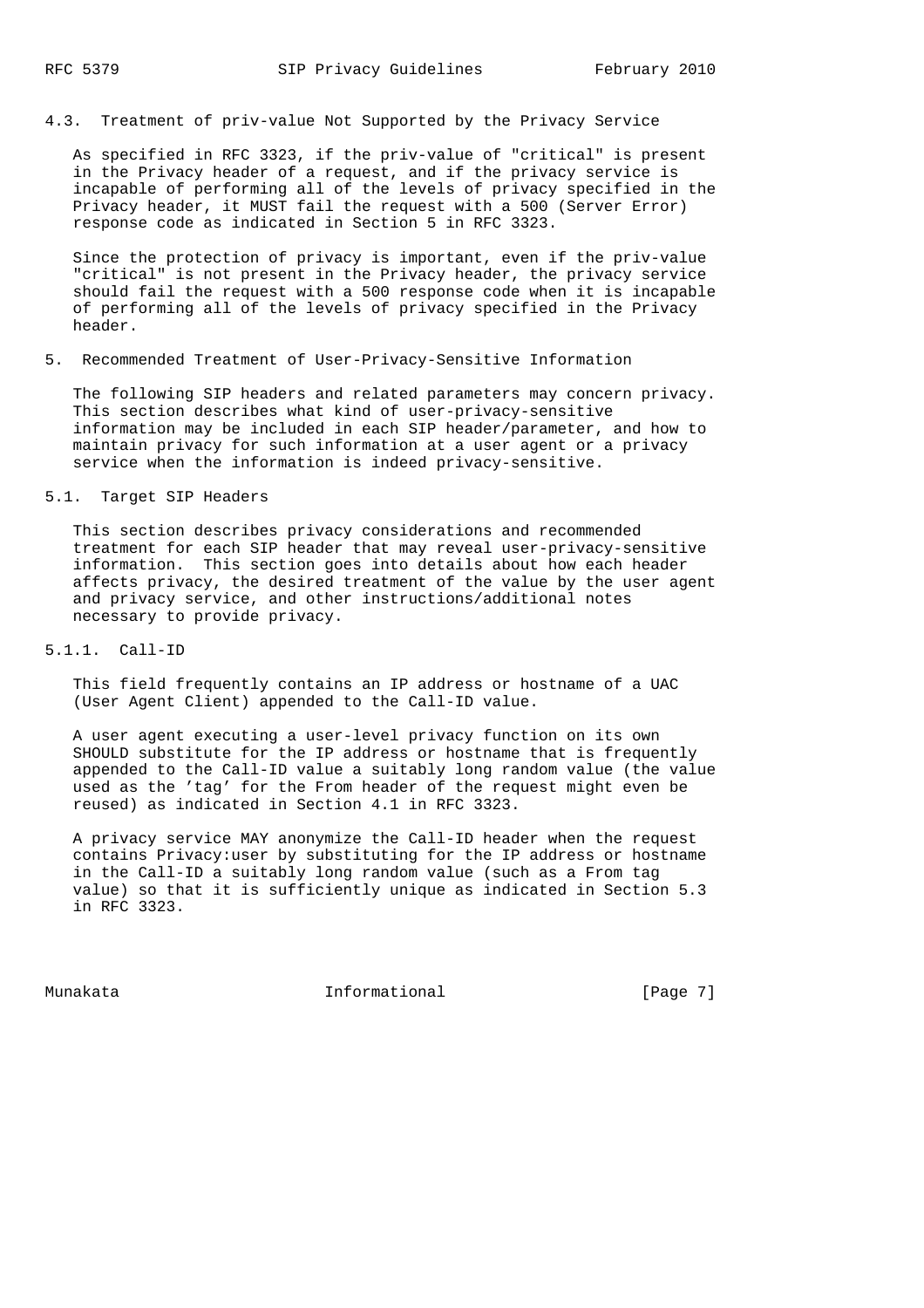## 4.3. Treatment of priv-value Not Supported by the Privacy Service

As specified in RFC 3323, if the priv-value of "critical" is present in the Privacy header of a request, and if the privacy service is incapable of performing all of the levels of privacy specified in the Privacy header, it MUST fail the request with a 500 (Server Error) response code as indicated in Section 5 in RFC 3323.

Since the protection of privacy is important, even if the priv-value "critical" is not present in the Privacy header, the privacy service should fail the request with a 500 response code when it is incapable of performing all of the levels of privacy specified in the Privacy header.

# 5. Recommended Treatment of User-Privacy-Sensitive Information

The following SIP headers and related parameters may concern privacy. This section describes what kind of user-privacy-sensitive information may be included in each SIP header/parameter, and how to maintain privacy for such information at a user agent or a privacy service when the information is indeed privacy-sensitive.

## 5.1. Target SIP Headers

This section describes privacy considerations and recommended treatment for each SIP header that may reveal user-privacy-sensitive information. This section goes into details about how each header affects privacy, the desired treatment of the value by the user agent and privacy service, and other instructions/additional notes necessary to provide privacy.

### 5.1.1. Call-ID

This field frequently contains an IP address or hostname of a UAC (User Agent Client) appended to the Call-ID value.

A user agent executing a user-level privacy function on its own SHOULD substitute for the IP address or hostname that is frequently appended to the Call-ID value a suitably long random value (the value used as the 'tag' for the From header of the request might even be reused) as indicated in Section 4.1 in RFC 3323.

A privacy service MAY anonymize the Call-ID header when the request contains Privacy:user by substituting for the IP address or hostname in the Call-ID a suitably long random value (such as a From tag value) so that it is sufficiently unique as indicated in Section 5.3 in RFC 3323.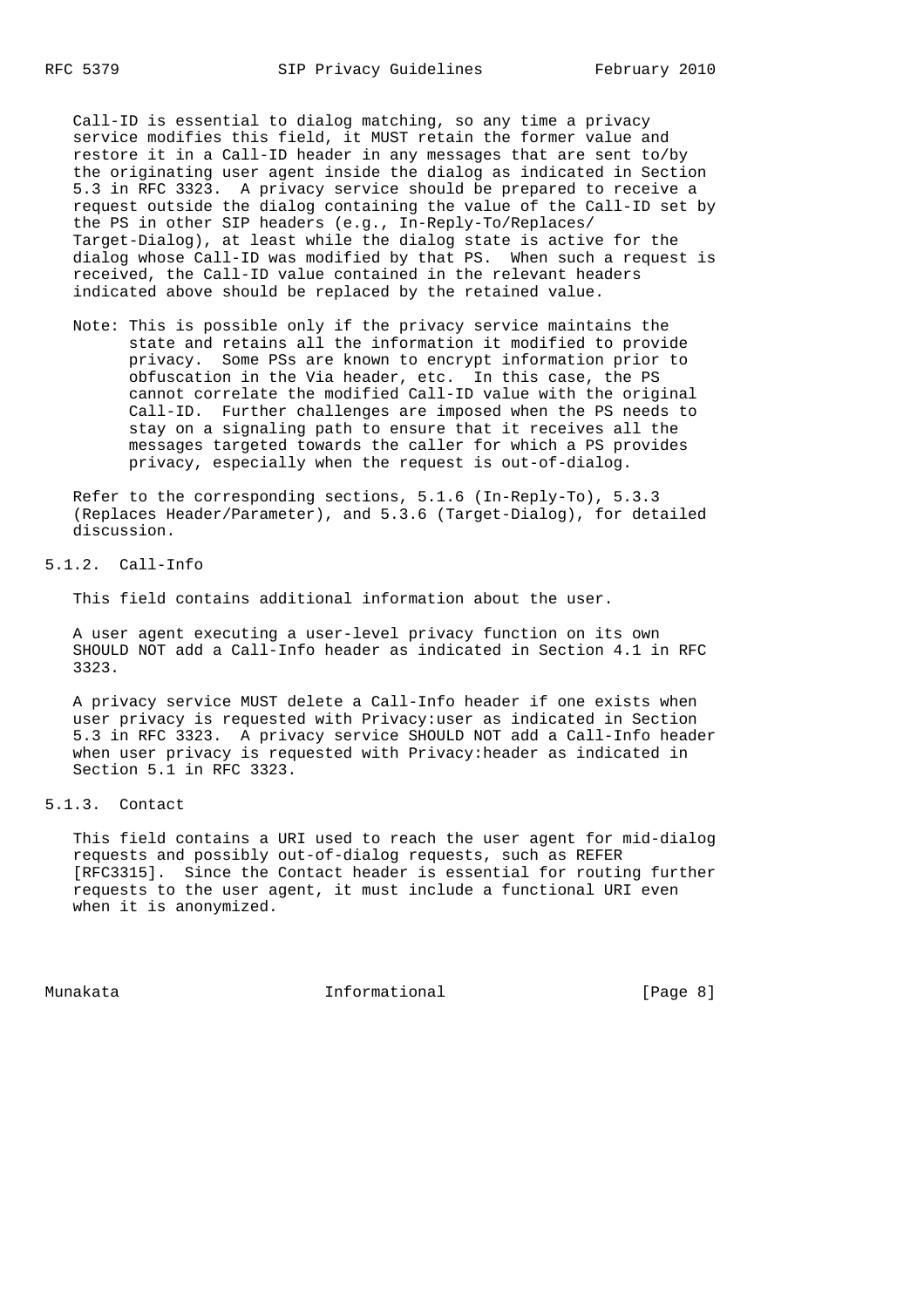Call-ID is essential to dialog matching, so any time a privacy service modifies this field, it MUST retain the former value and restore it in a Call-ID header in any messages that are sent to/by the originating user agent inside the dialog as indicated in Section 5.3 in RFC 3323. A privacy service should be prepared to receive a request outside the dialog containing the value of the Call-ID set by the PS in other SIP headers (e.g., In-Reply-To/Replaces/Target-Dialog), at least while the dialog state is active for the dialog whose Call-ID was modified by that PS. When such a request is received, the Call-ID value contained in the relevant headers indicated above should be replaced by the retained value.

Note: This is possible only if the privacy service maintains the state and retains all the information it modified to provide privacy. Some PSs are known to encrypt information prior to obfuscation in the Via header, etc. In this case, the PS cannot correlate the modified Call-ID value with the original Call-ID. Further challenges are imposed when the PS needs to stay on a signaling path to ensure that it receives all the messages targeted towards the caller for which a PS provides privacy, especially when the request is out-of-dialog.

Refer to the corresponding sections, 5.1.6 (In-Reply-To), 5.3.3 (Replaces Header/Parameter), and 5.3.6 (Target-Dialog), for detailed discussion.

### 5.1.2. Call-Info

This field contains additional information about the user.

A user agent executing a user-level privacy function on its own SHOULD NOT add a Call-Info header as indicated in Section 4.1 in RFC 3323.

A privacy service MUST delete a Call-Info header if one exists when user privacy is requested with Privacy:user as indicated in Section 5.3 in RFC 3323. A privacy service SHOULD NOT add a Call-Info header when user privacy is requested with Privacy:header as indicated in Section 5.1 in RFC 3323.

### 5.1.3. Contact

This field contains a URI used to reach the user agent for mid-dialog requests and possibly out-of-dialog requests, such as REFER [RFC3315]. Since the Contact header is essential for routing further requests to the user agent, it must include a functional URI even when it is anonymized.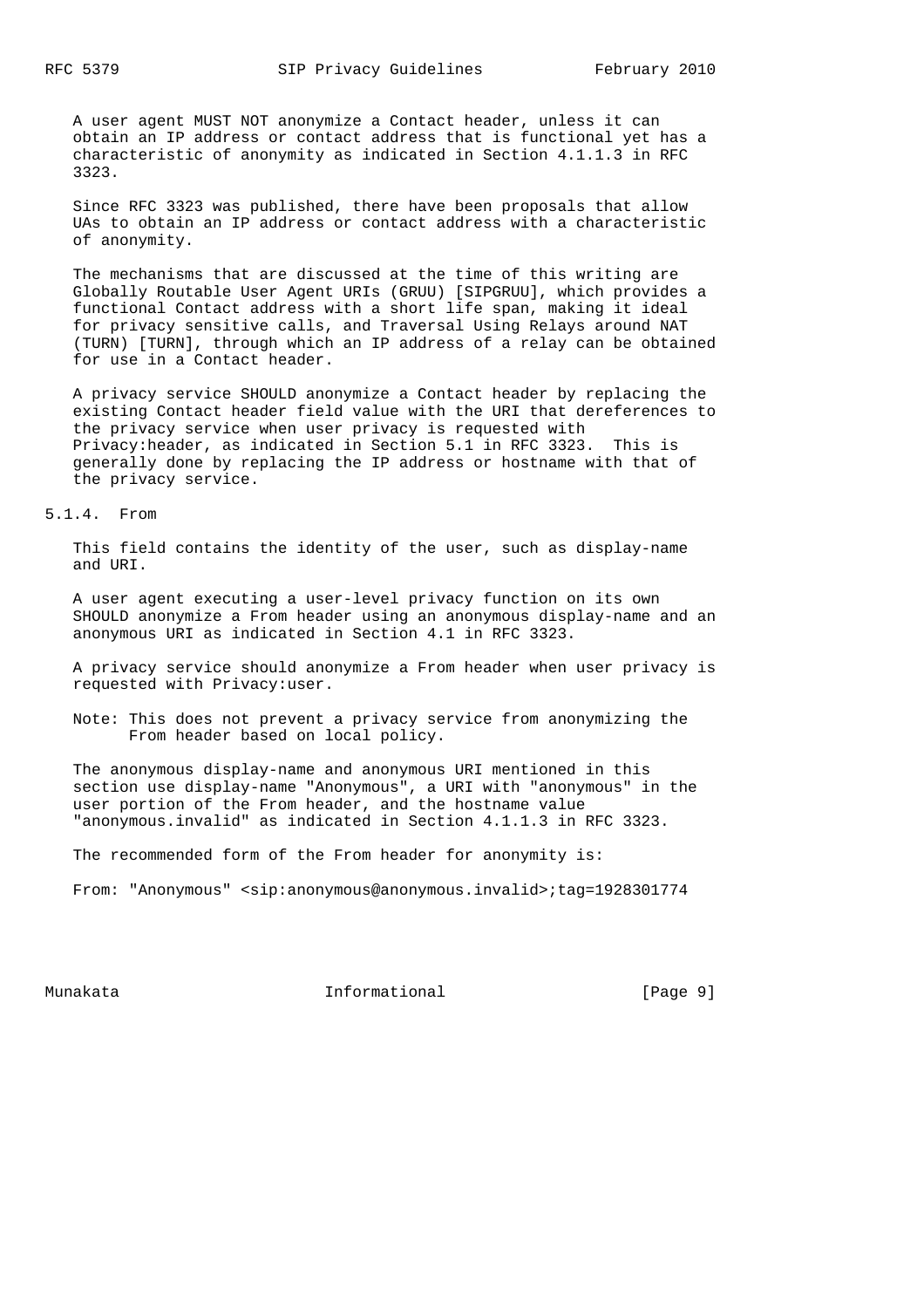A user agent MUST NOT anonymize a Contact header, unless it can obtain an IP address or contact address that is functional yet has a characteristic of anonymity as indicated in Section 4.1.1.3 in RFC 3323.

Since RFC 3323 was published, there have been proposals that allow UAs to obtain an IP address or contact address with a characteristic of anonymity.

The mechanisms that are discussed at the time of this writing are Globally Routable User Agent URIs (GRUU) [SIPGRUU], which provides a functional Contact address with a short life span, making it ideal for privacy sensitive calls, and Traversal Using Relays around NAT (TURN) [TURN], through which an IP address of a relay can be obtained for use in a Contact header.

A privacy service SHOULD anonymize a Contact header by replacing the existing Contact header field value with the URI that dereferences to the privacy service when user privacy is requested with Privacy:header, as indicated in Section 5.1 in RFC 3323. This is generally done by replacing the IP address or hostname with that of the privacy service.

#### 5.1.4. From

This field contains the identity of the user, such as display-name and URI.

A user agent executing a user-level privacy function on its own SHOULD anonymize a From header using an anonymous display-name and an anonymous URI as indicated in Section 4.1 in RFC 3323.

A privacy service should anonymize a From header when user privacy is requested with Privacy:user.

Note: This does not prevent a privacy service from anonymizing the From header based on local policy.

The anonymous display-name and anonymous URI mentioned in this section use display-name "Anonymous", a URI with "anonymous" in the user portion of the From header, and the hostname value "anonymous.invalid" as indicated in Section 4.1.1.3 in RFC 3323.

The recommended form of the From header for anonymity is:

```
From: "Anonymous" <sip:anonymous@anonymous.invalid>;tag=1928301774
```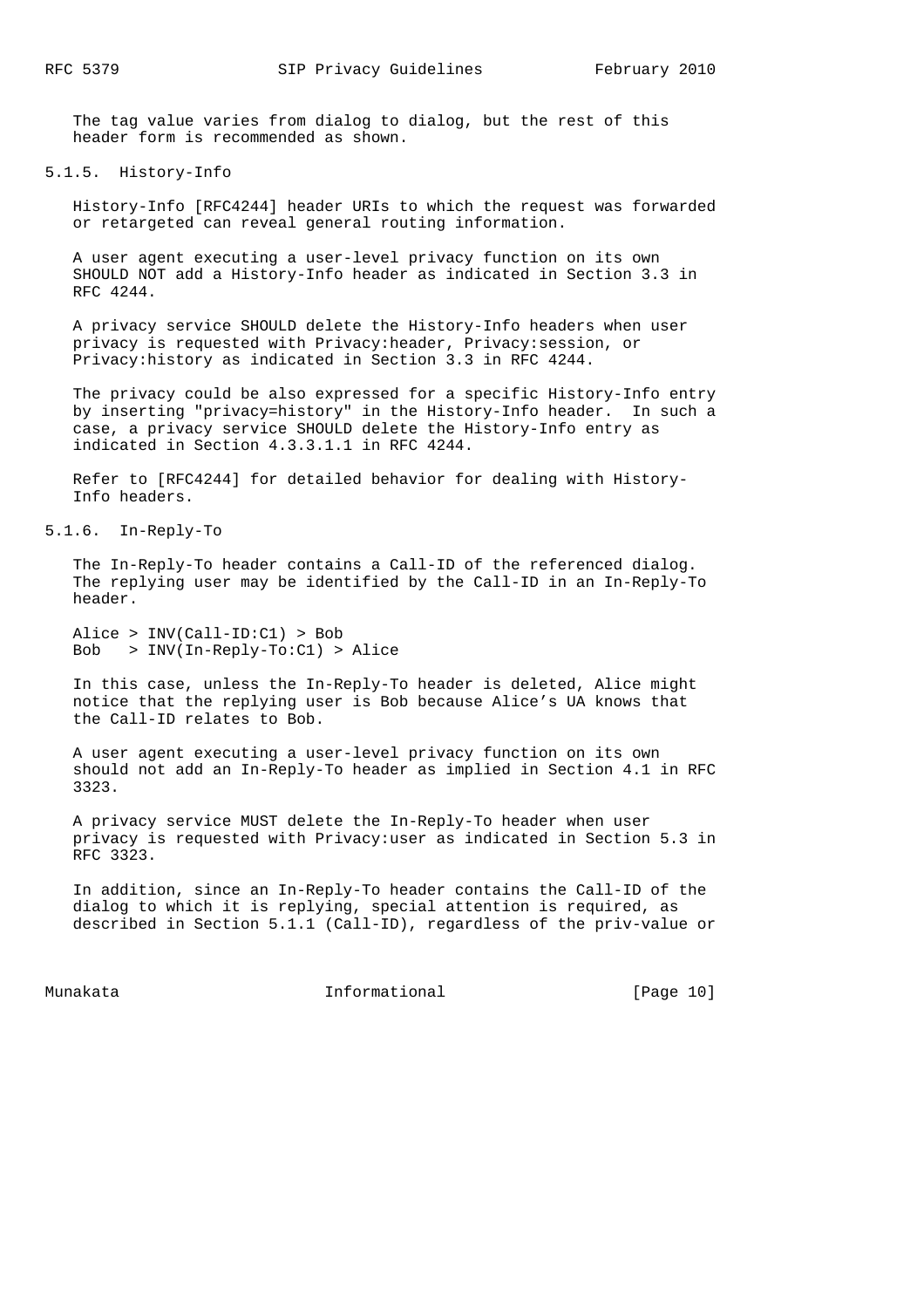The tag value varies from dialog to dialog, but the rest of this header form is recommended as shown.

#### 5.1.5. History-Info

History-Info [RFC4244] header URIs to which the request was forwarded or retargeted can reveal general routing information.

A user agent executing a user-level privacy function on its own SHOULD NOT add a History-Info header as indicated in Section 3.3 in RFC 4244.

A privacy service SHOULD delete the History-Info headers when user privacy is requested with Privacy:header, Privacy:session, or Privacy:history as indicated in Section 3.3 in RFC 4244.

The privacy could be also expressed for a specific History-Info entry by inserting "privacy=history" in the History-Info header. In such a case, a privacy service SHOULD delete the History-Info entry as indicated in Section 4.3.3.1.1 in RFC 4244.

Refer to [RFC4244] for detailed behavior for dealing with History-Info headers.

#### 5.1.6. In-Reply-To

The In-Reply-To header contains a Call-ID of the referenced dialog. The replying user may be identified by the Call-ID in an In-Reply-To header.

```
Alice > INV(Call-ID:C1) > Bob
Bob   > INV(In-Reply-To:C1) > Alice
```

In this case, unless the In-Reply-To header is deleted, Alice might notice that the replying user is Bob because Alice's UA knows that the Call-ID relates to Bob.

A user agent executing a user-level privacy function on its own should not add an In-Reply-To header as implied in Section 4.1 in RFC 3323.

A privacy service MUST delete the In-Reply-To header when user privacy is requested with Privacy:user as indicated in Section 5.3 in RFC 3323.

In addition, since an In-Reply-To header contains the Call-ID of the dialog to which it is replying, special attention is required, as described in Section 5.1.1 (Call-ID), regardless of the priv-value or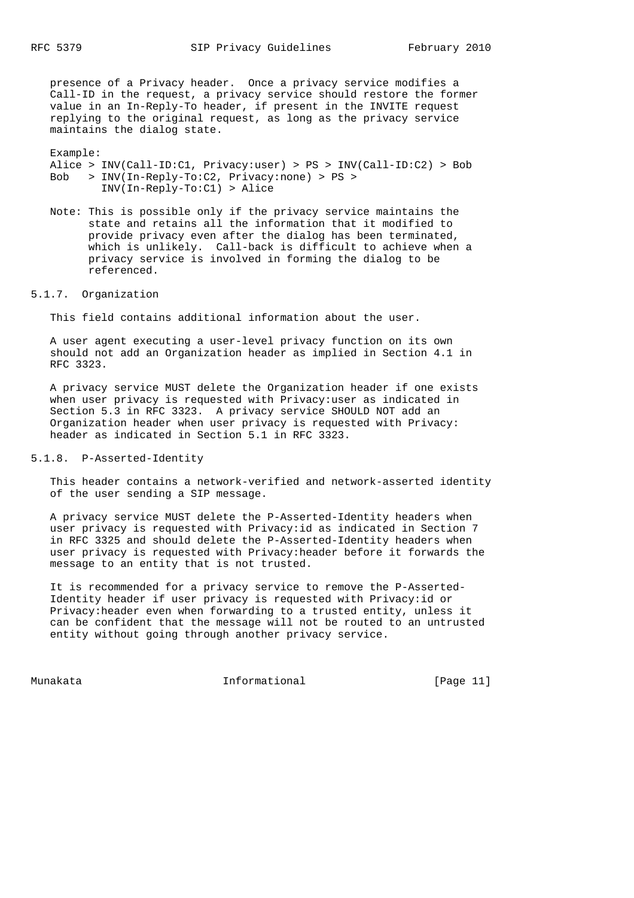presence of a Privacy header. Once a privacy service modifies a Call-ID in the request, a privacy service should restore the former value in an In-Reply-To header, if present in the INVITE request replying to the original request, as long as the privacy service maintains the dialog state.

Example:

```
Alice > INV(Call-ID:C1, Privacy:user) > PS > INV(Call-ID:C2) > Bob
Bob   > INV(In-Reply-To:C2, Privacy:none) > PS >
        INV(In-Reply-To:C1) > Alice
```

Note: This is possible only if the privacy service maintains the state and retains all the information that it modified to provide privacy even after the dialog has been terminated, which is unlikely. Call-back is difficult to achieve when a privacy service is involved in forming the dialog to be referenced.

### 5.1.7. Organization

This field contains additional information about the user.

A user agent executing a user-level privacy function on its own should not add an Organization header as implied in Section 4.1 in RFC 3323.

A privacy service MUST delete the Organization header if one exists when user privacy is requested with Privacy:user as indicated in Section 5.3 in RFC 3323. A privacy service SHOULD NOT add an Organization header when user privacy is requested with Privacy: header as indicated in Section 5.1 in RFC 3323.

### 5.1.8. P-Asserted-Identity

This header contains a network-verified and network-asserted identity of the user sending a SIP message.

A privacy service MUST delete the P-Asserted-Identity headers when user privacy is requested with Privacy:id as indicated in Section 7 in RFC 3325 and should delete the P-Asserted-Identity headers when user privacy is requested with Privacy:header before it forwards the message to an entity that is not trusted.

It is recommended for a privacy service to remove the P-Asserted-Identity header if user privacy is requested with Privacy:id or Privacy:header even when forwarding to a trusted entity, unless it can be confident that the message will not be routed to an untrusted entity without going through another privacy service.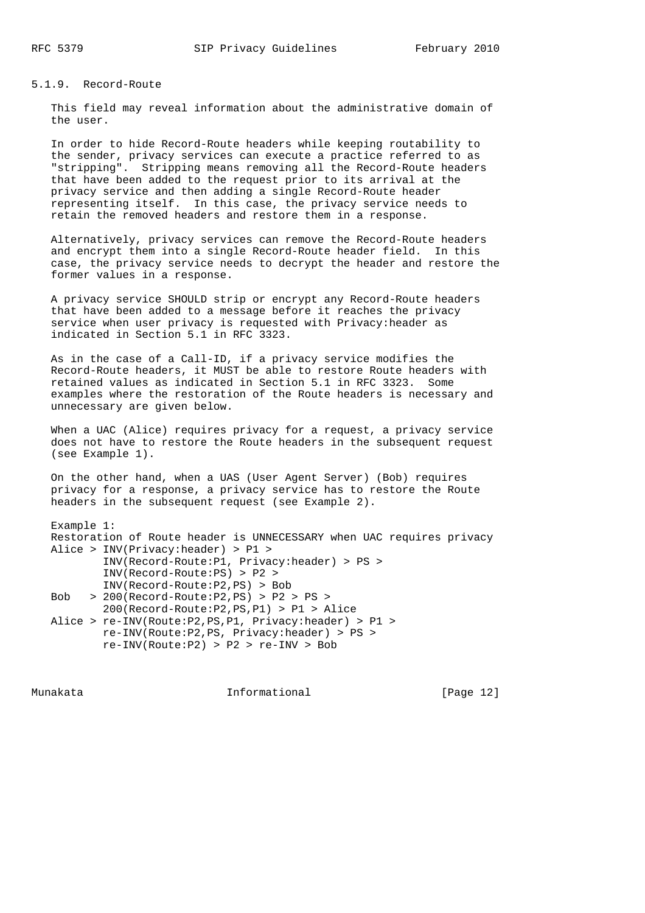### 5.1.9. Record-Route

This field may reveal information about the administrative domain of the user.

In order to hide Record-Route headers while keeping routability to the sender, privacy services can execute a practice referred to as "stripping". Stripping means removing all the Record-Route headers that have been added to the request prior to its arrival at the privacy service and then adding a single Record-Route header representing itself. In this case, the privacy service needs to retain the removed headers and restore them in a response.

Alternatively, privacy services can remove the Record-Route headers and encrypt them into a single Record-Route header field. In this case, the privacy service needs to decrypt the header and restore the former values in a response.

A privacy service SHOULD strip or encrypt any Record-Route headers that have been added to a message before it reaches the privacy service when user privacy is requested with Privacy:header as indicated in Section 5.1 in RFC 3323.

As in the case of a Call-ID, if a privacy service modifies the Record-Route headers, it MUST be able to restore Route headers with retained values as indicated in Section 5.1 in RFC 3323. Some examples where the restoration of the Route headers is necessary and unnecessary are given below.

When a UAC (Alice) requires privacy for a request, a privacy service does not have to restore the Route headers in the subsequent request (see Example 1).

On the other hand, when a UAS (User Agent Server) (Bob) requires privacy for a response, a privacy service has to restore the Route headers in the subsequent request (see Example 2).

```
Example 1:
Restoration of Route header is UNNECESSARY when UAC requires privacy
Alice > INV(Privacy:header) > P1 >
        INV(Record-Route:P1, Privacy:header) > PS >
        INV(Record-Route:PS) > P2 >
        INV(Record-Route:P2,PS) > Bob
Bob   > 200(Record-Route:P2,PS) > P2 > PS >
        200(Record-Route:P2,PS,P1) > P1 > Alice
Alice > re-INV(Route:P2,PS,P1, Privacy:header) > P1 >
        re-INV(Route:P2,PS, Privacy:header) > PS >
        re-INV(Route:P2) > P2 > re-INV > Bob
```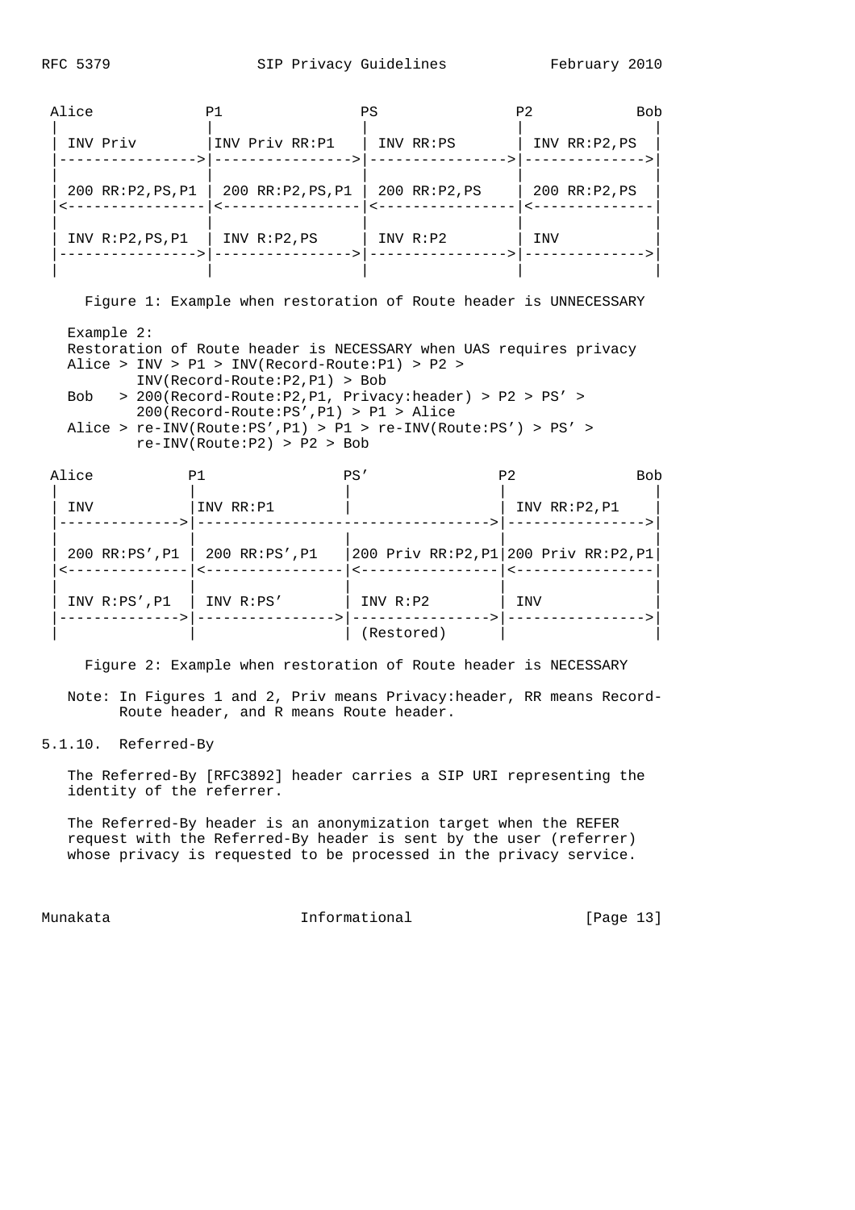```
 Alice             P1                PS                P2           Bob
 |                 |                 |                 |              |
 | INV Priv        |INV Priv RR:P1   | INV RR:PS       | INV RR:P2,PS |
 |---------------->|---------------->|---------------->|------------->|
 |                 |                 |                 |              |
 | 200 RR:P2,PS,P1 | 200 RR:P2,PS,P1 | 200 RR:P2,PS    | 200 RR:P2,PS |
 |<----------------|<----------------|<----------------|<-------------|
 |                 |                 |                 |              |
 | INV R:P2,PS,P1  | INV R:P2,PS     | INV R:P2        | INV          |
 |---------------->|---------------->|---------------->|------------->|
 |                 |                 |                 |              |
```

Figure 1: Example when restoration of Route header is UNNECESSARY

```
Example 2:
Restoration of Route header is NECESSARY when UAS requires privacy
Alice > INV > P1 > INV(Record-Route:P1) > P2 >
        INV(Record-Route:P2,P1) > Bob
Bob   > 200(Record-Route:P2,P1, Privacy:header) > P2 > PS' >
        200(Record-Route:PS',P1) > P1 > Alice
Alice > re-INV(Route:PS',P1) > P1 > re-INV(Route:PS') > PS' >
        re-INV(Route:P2) > P2 > Bob
```

```
 Alice           P1                PS'               P2              Bob
 |               |                 |                 |                 |
 | INV           |INV RR:P1        |                 | INV RR:P2,P1    |
 |-------------->|---------------------------------->|---------------->|
 |               |                 |                 |                 |
 | 200 RR:PS',P1 | 200 RR:PS',P1   |200 Priv RR:P2,P1|200 Priv RR:P2,P1|
 |<--------------|<----------------|<----------------|<----------------|
 |               |                 |                 |                 |
 | INV R:PS',P1  | INV R:PS'       | INV R:P2        | INV             |
 |-------------->|---------------->|---------------->|---------------->|
 |               |                 | (Restored)      |                 |
```

Figure 2: Example when restoration of Route header is NECESSARY

Note: In Figures 1 and 2, Priv means Privacy:header, RR means Record-Route header, and R means Route header.

### 5.1.10. Referred-By

The Referred-By [RFC3892] header carries a SIP URI representing the identity of the referrer.

The Referred-By header is an anonymization target when the REFER request with the Referred-By header is sent by the user (referrer) whose privacy is requested to be processed in the privacy service.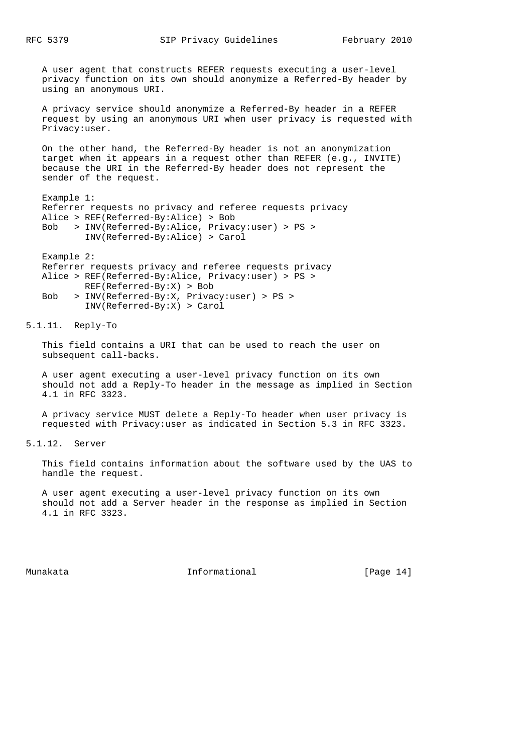A user agent that constructs REFER requests executing a user-level privacy function on its own should anonymize a Referred-By header by using an anonymous URI.

A privacy service should anonymize a Referred-By header in a REFER request by using an anonymous URI when user privacy is requested with Privacy:user.

On the other hand, the Referred-By header is not an anonymization target when it appears in a request other than REFER (e.g., INVITE) because the URI in the Referred-By header does not represent the sender of the request.

```
Example 1:
Referrer requests no privacy and referee requests privacy
Alice > REF(Referred-By:Alice) > Bob
Bob   > INV(Referred-By:Alice, Privacy:user) > PS >
        INV(Referred-By:Alice) > Carol

Example 2:
Referrer requests privacy and referee requests privacy
Alice > REF(Referred-By:Alice, Privacy:user) > PS >
        REF(Referred-By:X) > Bob
Bob   > INV(Referred-By:X, Privacy:user) > PS >
        INV(Referred-By:X) > Carol
```

#### 5.1.11. Reply-To

This field contains a URI that can be used to reach the user on subsequent call-backs.

A user agent executing a user-level privacy function on its own should not add a Reply-To header in the message as implied in Section 4.1 in RFC 3323.

A privacy service MUST delete a Reply-To header when user privacy is requested with Privacy:user as indicated in Section 5.3 in RFC 3323.

#### 5.1.12. Server

This field contains information about the software used by the UAS to handle the request.

A user agent executing a user-level privacy function on its own should not add a Server header in the response as implied in Section 4.1 in RFC 3323.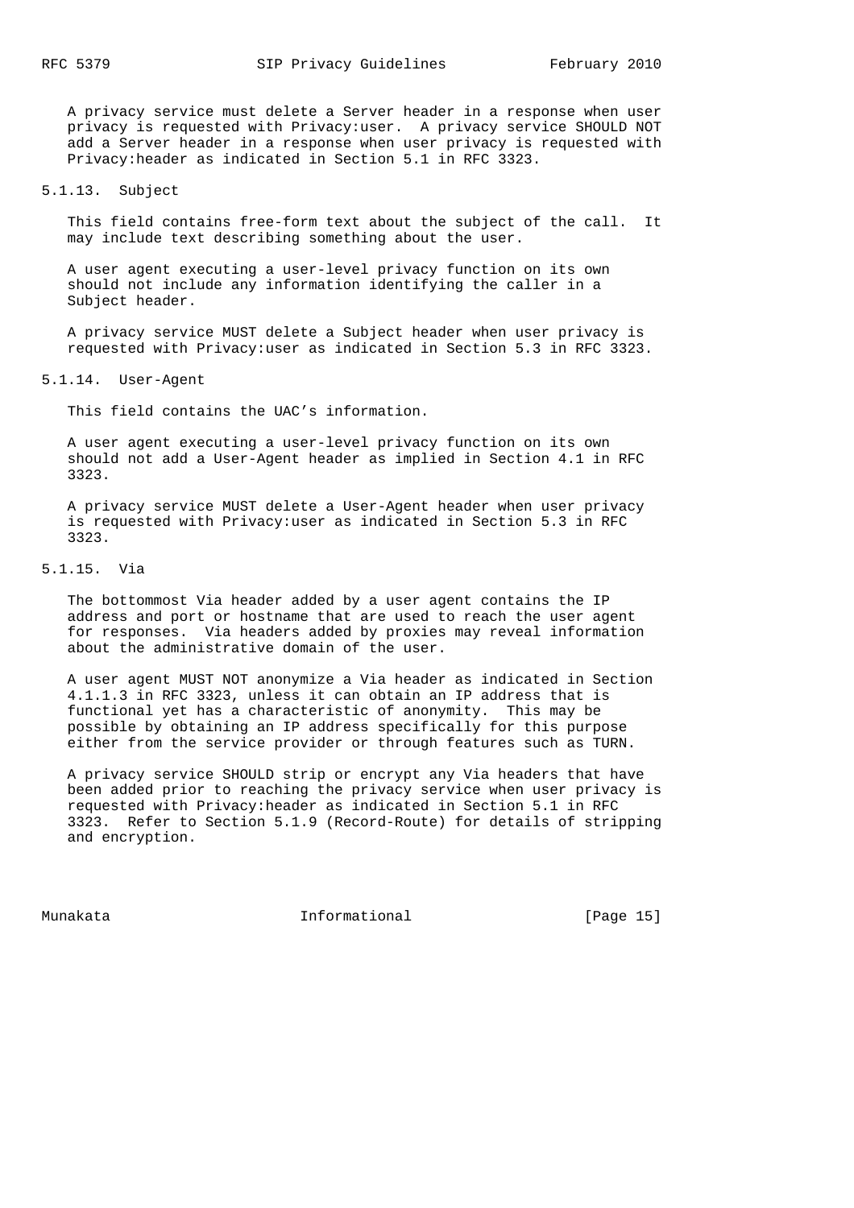A privacy service must delete a Server header in a response when user privacy is requested with Privacy:user. A privacy service SHOULD NOT add a Server header in a response when user privacy is requested with Privacy:header as indicated in Section 5.1 in RFC 3323.

#### 5.1.13. Subject

This field contains free-form text about the subject of the call. It may include text describing something about the user.

A user agent executing a user-level privacy function on its own should not include any information identifying the caller in a Subject header.

A privacy service MUST delete a Subject header when user privacy is requested with Privacy:user as indicated in Section 5.3 in RFC 3323.

#### 5.1.14. User-Agent

This field contains the UAC's information.

A user agent executing a user-level privacy function on its own should not add a User-Agent header as implied in Section 4.1 in RFC 3323.

A privacy service MUST delete a User-Agent header when user privacy is requested with Privacy:user as indicated in Section 5.3 in RFC 3323.

#### 5.1.15. Via

The bottommost Via header added by a user agent contains the IP address and port or hostname that are used to reach the user agent for responses. Via headers added by proxies may reveal information about the administrative domain of the user.

A user agent MUST NOT anonymize a Via header as indicated in Section 4.1.1.3 in RFC 3323, unless it can obtain an IP address that is functional yet has a characteristic of anonymity. This may be possible by obtaining an IP address specifically for this purpose either from the service provider or through features such as TURN.

A privacy service SHOULD strip or encrypt any Via headers that have been added prior to reaching the privacy service when user privacy is requested with Privacy:header as indicated in Section 5.1 in RFC 3323. Refer to Section 5.1.9 (Record-Route) for details of stripping and encryption.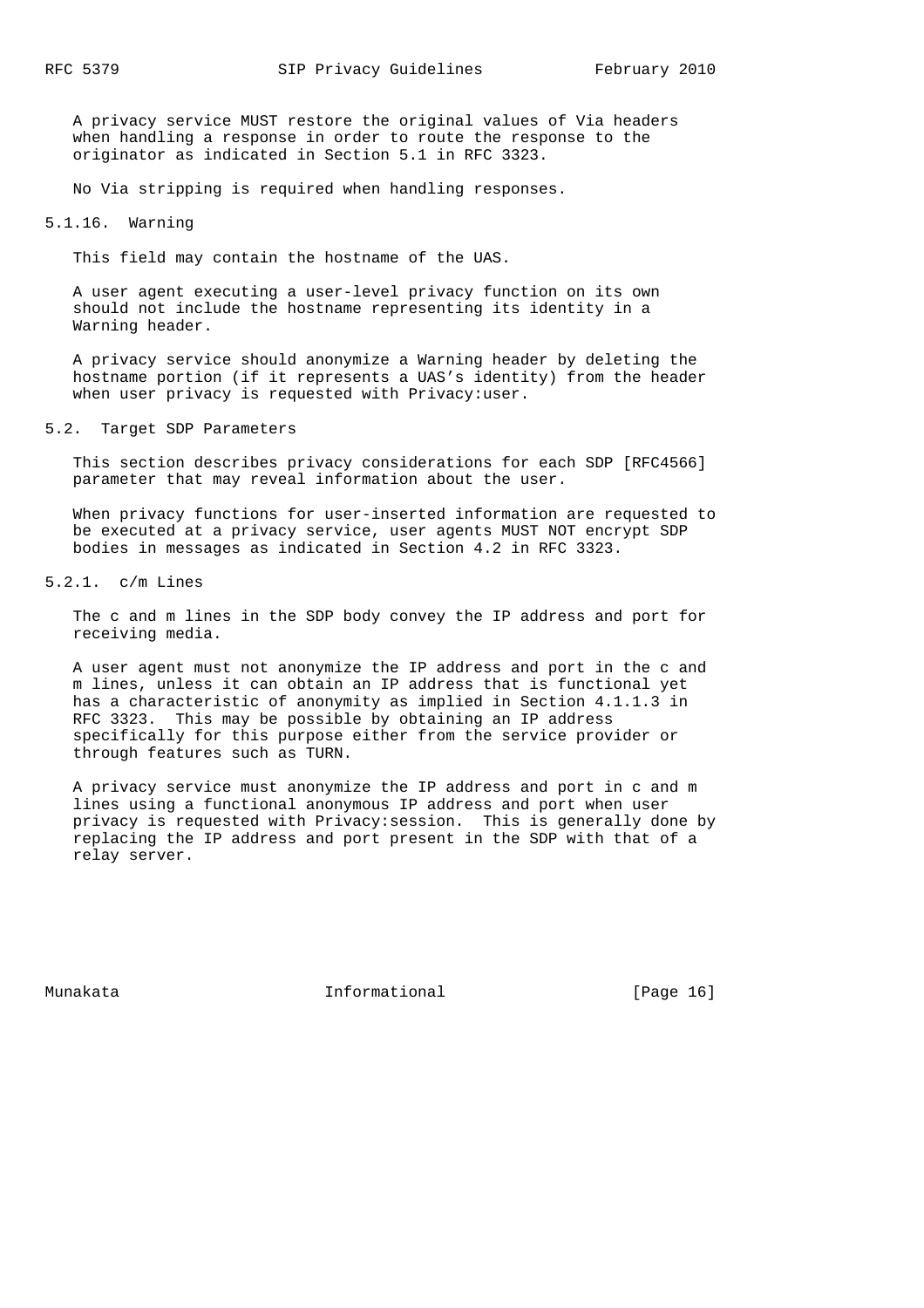A privacy service MUST restore the original values of Via headers when handling a response in order to route the response to the originator as indicated in Section 5.1 in RFC 3323.

No Via stripping is required when handling responses.

#### 5.1.16. Warning

This field may contain the hostname of the UAS.

A user agent executing a user-level privacy function on its own should not include the hostname representing its identity in a Warning header.

A privacy service should anonymize a Warning header by deleting the hostname portion (if it represents a UAS's identity) from the header when user privacy is requested with Privacy:user.

### 5.2. Target SDP Parameters

This section describes privacy considerations for each SDP [RFC4566] parameter that may reveal information about the user.

When privacy functions for user-inserted information are requested to be executed at a privacy service, user agents MUST NOT encrypt SDP bodies in messages as indicated in Section 4.2 in RFC 3323.

#### 5.2.1. c/m Lines

The c and m lines in the SDP body convey the IP address and port for receiving media.

A user agent must not anonymize the IP address and port in the c and m lines, unless it can obtain an IP address that is functional yet has a characteristic of anonymity as implied in Section 4.1.1.3 in RFC 3323. This may be possible by obtaining an IP address specifically for this purpose either from the service provider or through features such as TURN.

A privacy service must anonymize the IP address and port in c and m lines using a functional anonymous IP address and port when user privacy is requested with Privacy:session. This is generally done by replacing the IP address and port present in the SDP with that of a relay server.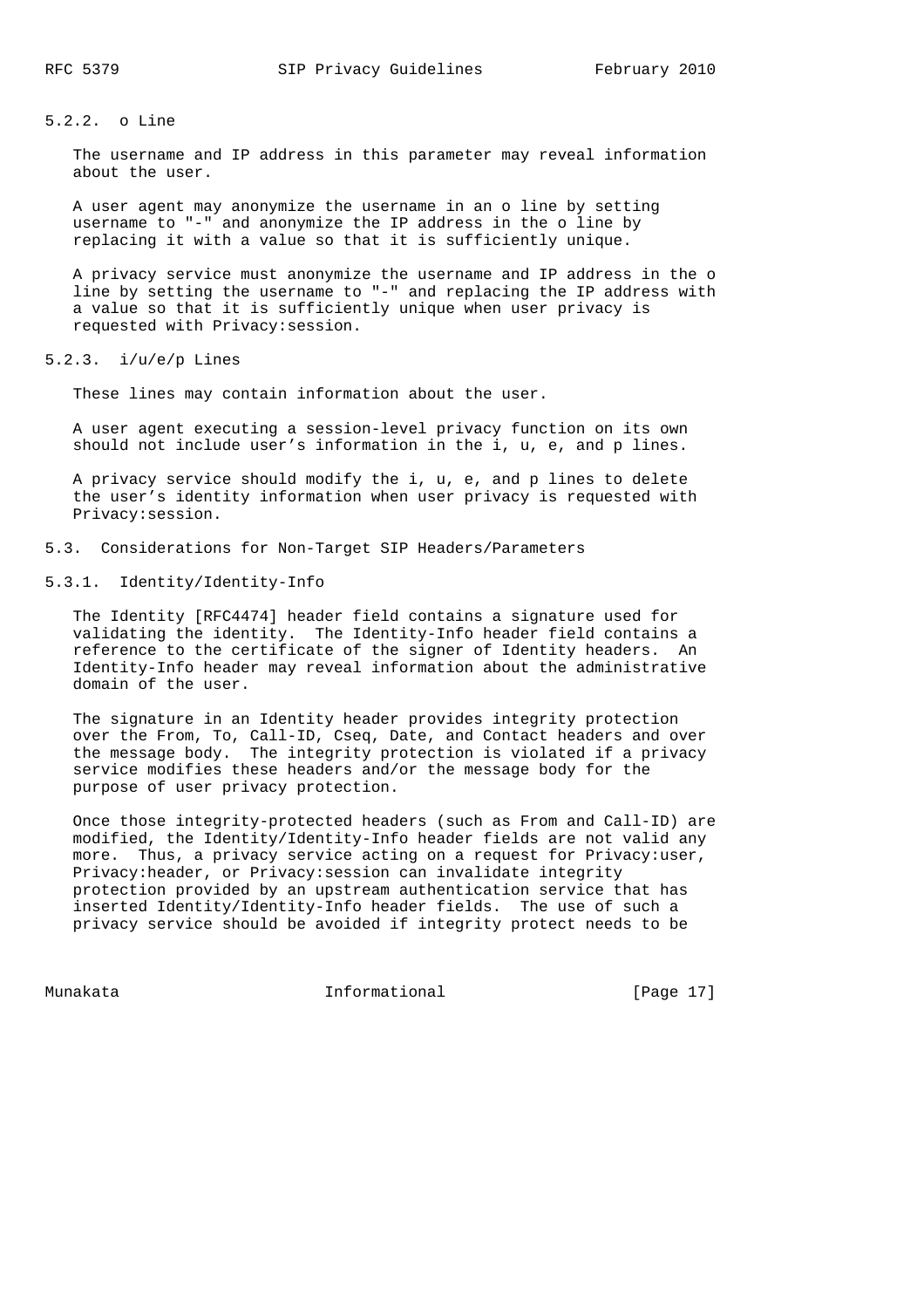#### 5.2.2. o Line

The username and IP address in this parameter may reveal information about the user.

A user agent may anonymize the username in an o line by setting username to "-" and anonymize the IP address in the o line by replacing it with a value so that it is sufficiently unique.

A privacy service must anonymize the username and IP address in the o line by setting the username to "-" and replacing the IP address with a value so that it is sufficiently unique when user privacy is requested with Privacy:session.

#### 5.2.3. i/u/e/p Lines

These lines may contain information about the user.

A user agent executing a session-level privacy function on its own should not include user's information in the i, u, e, and p lines.

A privacy service should modify the i, u, e, and p lines to delete the user's identity information when user privacy is requested with Privacy:session.

### 5.3. Considerations for Non-Target SIP Headers/Parameters

#### 5.3.1. Identity/Identity-Info

The Identity [RFC4474] header field contains a signature used for validating the identity. The Identity-Info header field contains a reference to the certificate of the signer of Identity headers. An Identity-Info header may reveal information about the administrative domain of the user.

The signature in an Identity header provides integrity protection over the From, To, Call-ID, Cseq, Date, and Contact headers and over the message body. The integrity protection is violated if a privacy service modifies these headers and/or the message body for the purpose of user privacy protection.

Once those integrity-protected headers (such as From and Call-ID) are modified, the Identity/Identity-Info header fields are not valid any more. Thus, a privacy service acting on a request for Privacy:user, Privacy:header, or Privacy:session can invalidate integrity protection provided by an upstream authentication service that has inserted Identity/Identity-Info header fields. The use of such a privacy service should be avoided if integrity protect needs to be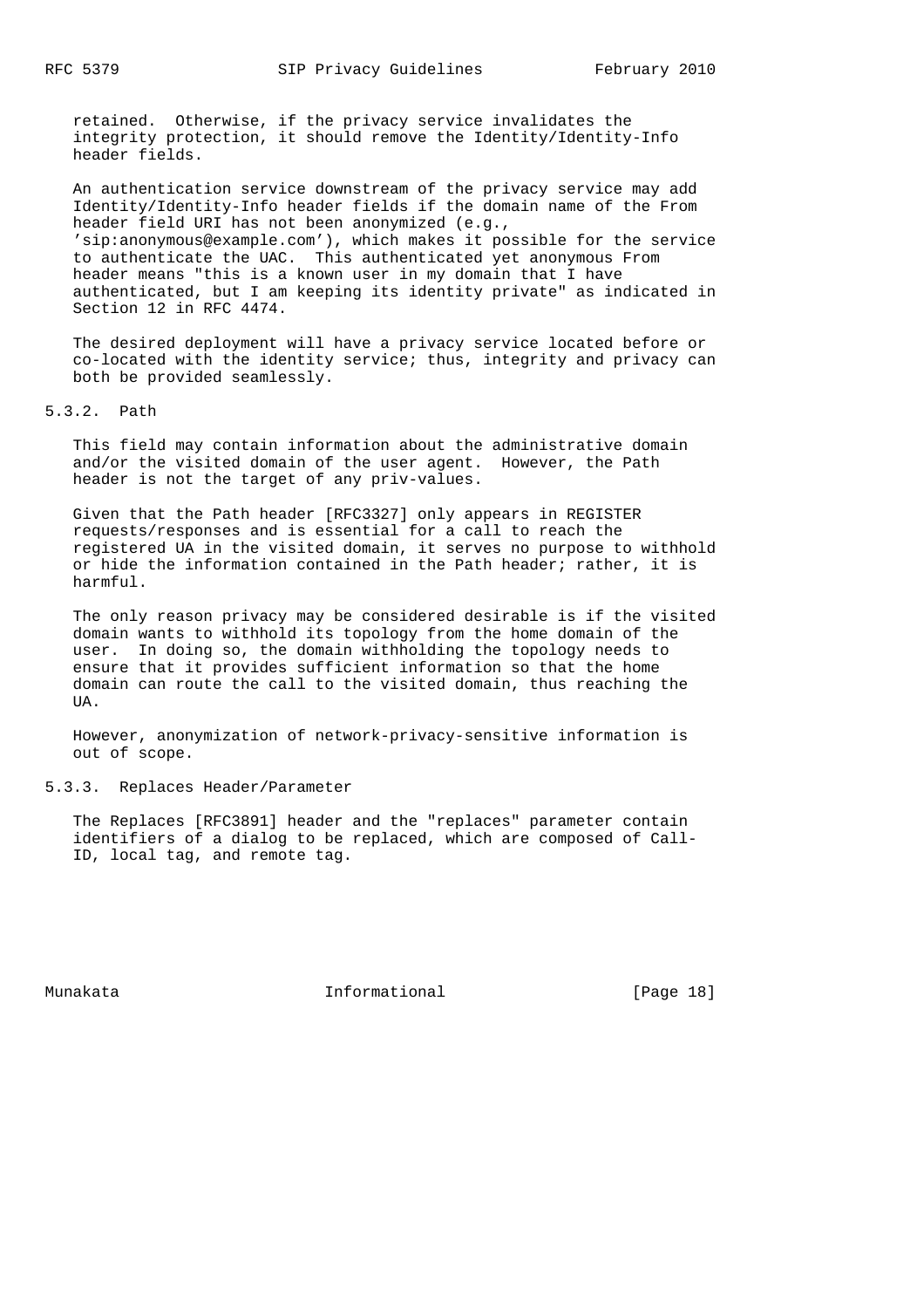retained. Otherwise, if the privacy service invalidates the integrity protection, it should remove the Identity/Identity-Info header fields.

An authentication service downstream of the privacy service may add Identity/Identity-Info header fields if the domain name of the From header field URI has not been anonymized (e.g., 'sip:anonymous@example.com'), which makes it possible for the service to authenticate the UAC. This authenticated yet anonymous From header means "this is a known user in my domain that I have authenticated, but I am keeping its identity private" as indicated in Section 12 in RFC 4474.

The desired deployment will have a privacy service located before or co-located with the identity service; thus, integrity and privacy can both be provided seamlessly.

#### 5.3.2. Path

This field may contain information about the administrative domain and/or the visited domain of the user agent. However, the Path header is not the target of any priv-values.

Given that the Path header [RFC3327] only appears in REGISTER requests/responses and is essential for a call to reach the registered UA in the visited domain, it serves no purpose to withhold or hide the information contained in the Path header; rather, it is harmful.

The only reason privacy may be considered desirable is if the visited domain wants to withhold its topology from the home domain of the user. In doing so, the domain withholding the topology needs to ensure that it provides sufficient information so that the home domain can route the call to the visited domain, thus reaching the UA.

However, anonymization of network-privacy-sensitive information is out of scope.

#### 5.3.3. Replaces Header/Parameter

The Replaces [RFC3891] header and the "replaces" parameter contain identifiers of a dialog to be replaced, which are composed of Call-ID, local tag, and remote tag.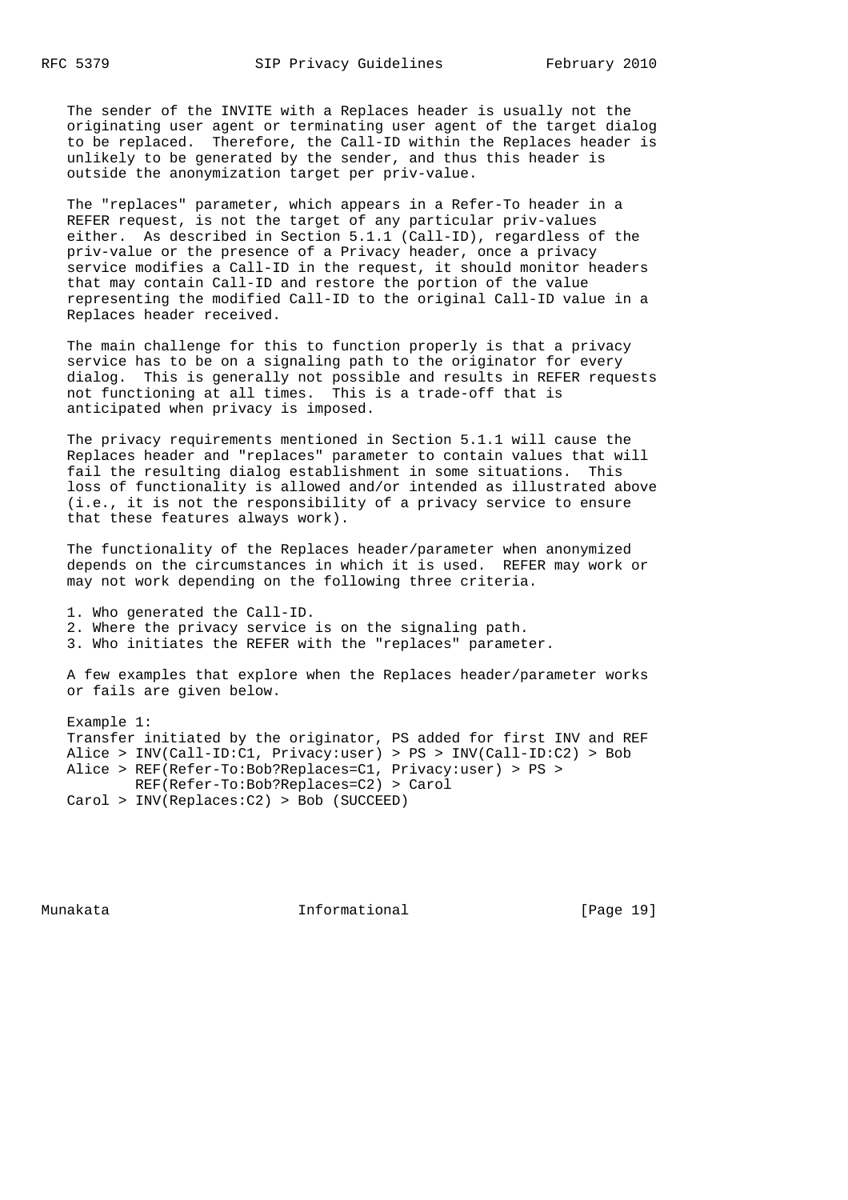The sender of the INVITE with a Replaces header is usually not the originating user agent or terminating user agent of the target dialog to be replaced. Therefore, the Call-ID within the Replaces header is unlikely to be generated by the sender, and thus this header is outside the anonymization target per priv-value.

The "replaces" parameter, which appears in a Refer-To header in a REFER request, is not the target of any particular priv-values either. As described in Section 5.1.1 (Call-ID), regardless of the priv-value or the presence of a Privacy header, once a privacy service modifies a Call-ID in the request, it should monitor headers that may contain Call-ID and restore the portion of the value representing the modified Call-ID to the original Call-ID value in a Replaces header received.

The main challenge for this to function properly is that a privacy service has to be on a signaling path to the originator for every dialog. This is generally not possible and results in REFER requests not functioning at all times. This is a trade-off that is anticipated when privacy is imposed.

The privacy requirements mentioned in Section 5.1.1 will cause the Replaces header and "replaces" parameter to contain values that will fail the resulting dialog establishment in some situations. This loss of functionality is allowed and/or intended as illustrated above (i.e., it is not the responsibility of a privacy service to ensure that these features always work).

The functionality of the Replaces header/parameter when anonymized depends on the circumstances in which it is used. REFER may work or may not work depending on the following three criteria.

1. Who generated the Call-ID.
2. Where the privacy service is on the signaling path.
3. Who initiates the REFER with the "replaces" parameter.

A few examples that explore when the Replaces header/parameter works or fails are given below.

```
Example 1:
Transfer initiated by the originator, PS added for first INV and REF
Alice > INV(Call-ID:C1, Privacy:user) > PS > INV(Call-ID:C2) > Bob
Alice > REF(Refer-To:Bob?Replaces=C1, Privacy:user) > PS >
        REF(Refer-To:Bob?Replaces=C2) > Carol
Carol > INV(Replaces:C2) > Bob (SUCCEED)
```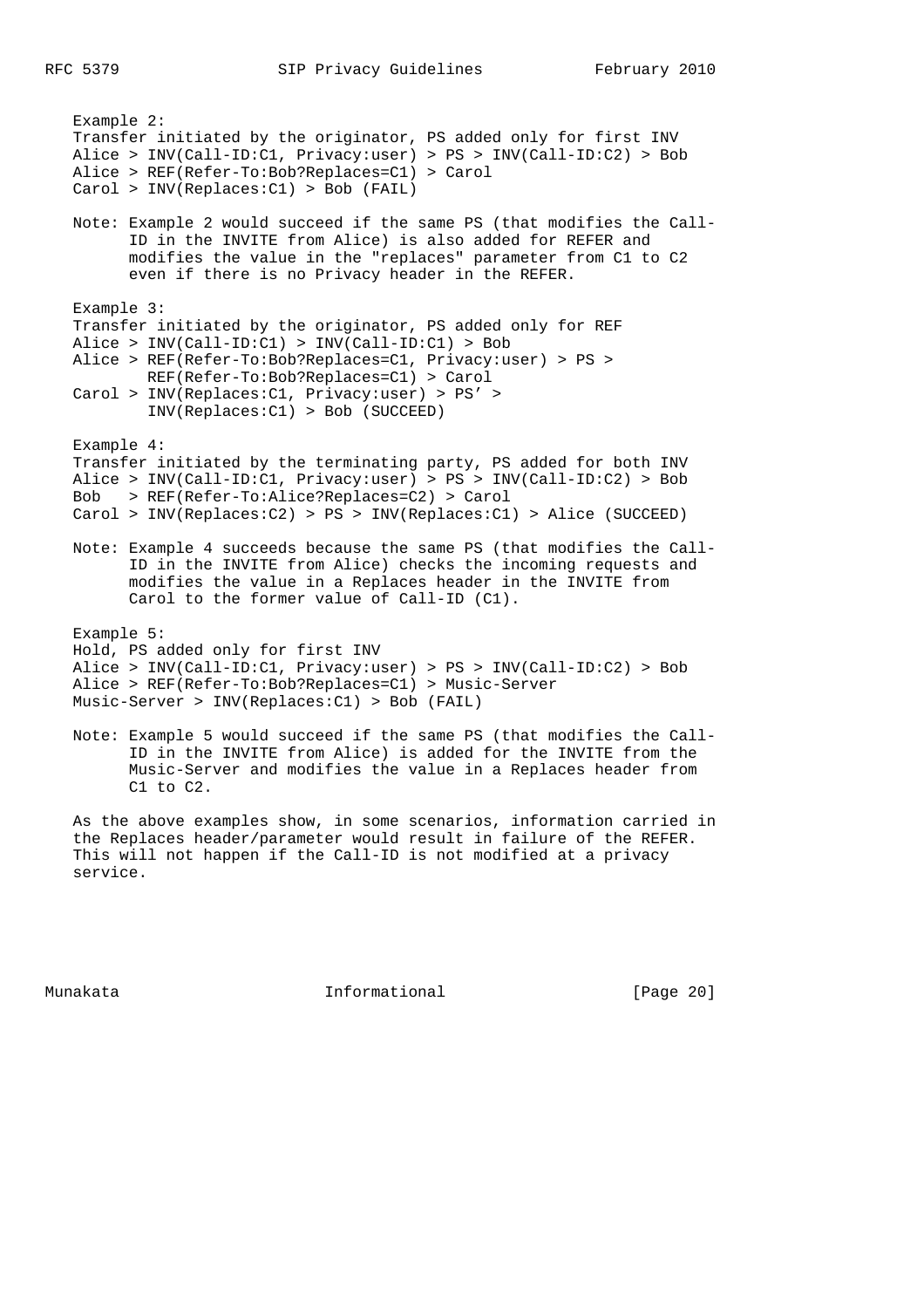Example 2:
Transfer initiated by the originator, PS added only for first INV

```
Alice > INV(Call-ID:C1, Privacy:user) > PS > INV(Call-ID:C2) > Bob
Alice > REF(Refer-To:Bob?Replaces=C1) > Carol
Carol > INV(Replaces:C1) > Bob (FAIL)
```

Note: Example 2 would succeed if the same PS (that modifies the Call-ID in the INVITE from Alice) is also added for REFER and modifies the value in the "replaces" parameter from C1 to C2 even if there is no Privacy header in the REFER.

Example 3:
Transfer initiated by the originator, PS added only for REF

```
Alice > INV(Call-ID:C1) > INV(Call-ID:C1) > Bob
Alice > REF(Refer-To:Bob?Replaces=C1, Privacy:user) > PS >
        REF(Refer-To:Bob?Replaces=C1) > Carol
Carol > INV(Replaces:C1, Privacy:user) > PS' >
        INV(Replaces:C1) > Bob (SUCCEED)
```

Example 4:
Transfer initiated by the terminating party, PS added for both INV

```
Alice > INV(Call-ID:C1, Privacy:user) > PS > INV(Call-ID:C2) > Bob
Bob   > REF(Refer-To:Alice?Replaces=C2) > Carol
Carol > INV(Replaces:C2) > PS > INV(Replaces:C1) > Alice (SUCCEED)
```

Note: Example 4 succeeds because the same PS (that modifies the Call-ID in the INVITE from Alice) checks the incoming requests and modifies the value in a Replaces header in the INVITE from Carol to the former value of Call-ID (C1).

Example 5:
Hold, PS added only for first INV

```
Alice > INV(Call-ID:C1, Privacy:user) > PS > INV(Call-ID:C2) > Bob
Alice > REF(Refer-To:Bob?Replaces=C1) > Music-Server
Music-Server > INV(Replaces:C1) > Bob (FAIL)
```

Note: Example 5 would succeed if the same PS (that modifies the Call-ID in the INVITE from Alice) is added for the INVITE from the Music-Server and modifies the value in a Replaces header from C1 to C2.

As the above examples show, in some scenarios, information carried in the Replaces header/parameter would result in failure of the REFER. This will not happen if the Call-ID is not modified at a privacy service.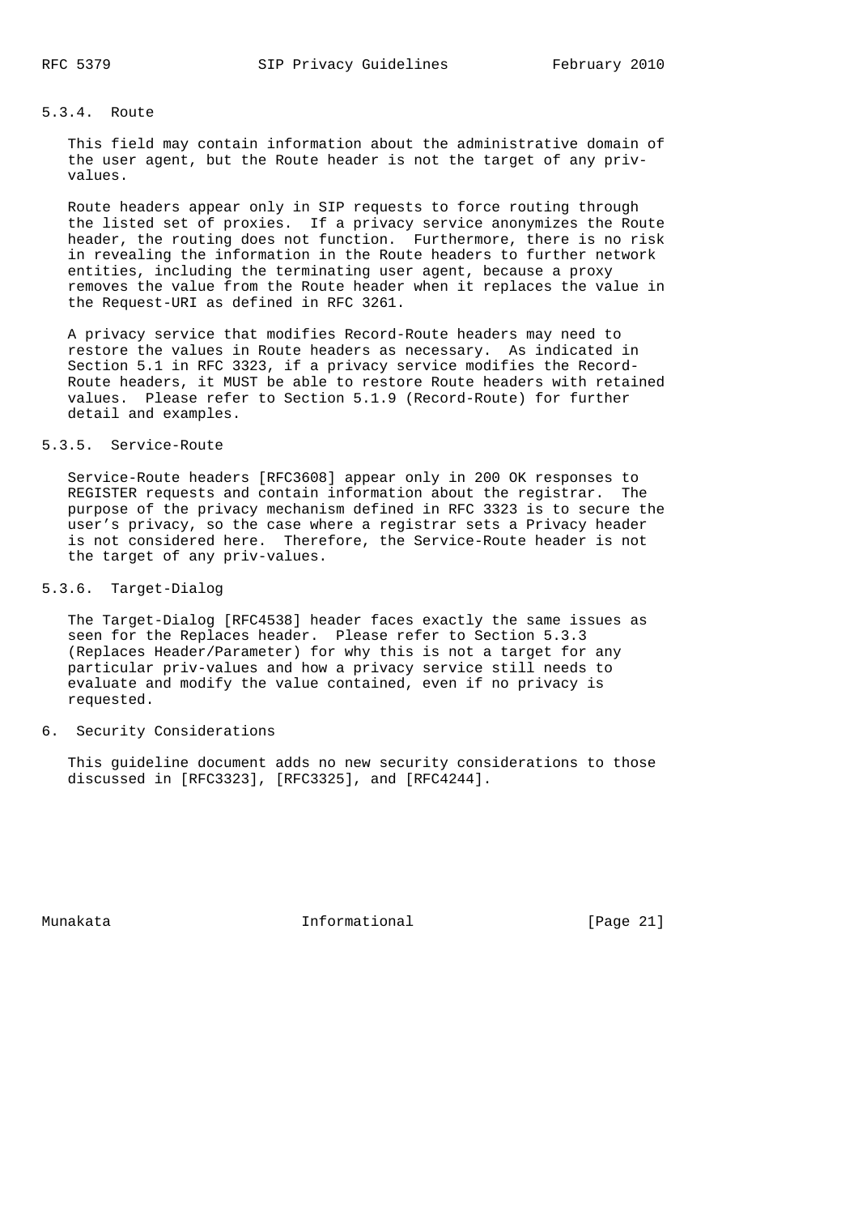### 5.3.4. Route

This field may contain information about the administrative domain of the user agent, but the Route header is not the target of any priv-values.

Route headers appear only in SIP requests to force routing through the listed set of proxies. If a privacy service anonymizes the Route header, the routing does not function. Furthermore, there is no risk in revealing the information in the Route headers to further network entities, including the terminating user agent, because a proxy removes the value from the Route header when it replaces the value in the Request-URI as defined in RFC 3261.

A privacy service that modifies Record-Route headers may need to restore the values in Route headers as necessary. As indicated in Section 5.1 in RFC 3323, if a privacy service modifies the Record-Route headers, it MUST be able to restore Route headers with retained values. Please refer to Section 5.1.9 (Record-Route) for further detail and examples.

### 5.3.5. Service-Route

Service-Route headers [RFC3608] appear only in 200 OK responses to REGISTER requests and contain information about the registrar. The purpose of the privacy mechanism defined in RFC 3323 is to secure the user's privacy, so the case where a registrar sets a Privacy header is not considered here. Therefore, the Service-Route header is not the target of any priv-values.

### 5.3.6. Target-Dialog

The Target-Dialog [RFC4538] header faces exactly the same issues as seen for the Replaces header. Please refer to Section 5.3.3 (Replaces Header/Parameter) for why this is not a target for any particular priv-values and how a privacy service still needs to evaluate and modify the value contained, even if no privacy is requested.

## 6. Security Considerations

This guideline document adds no new security considerations to those discussed in [RFC3323], [RFC3325], and [RFC4244].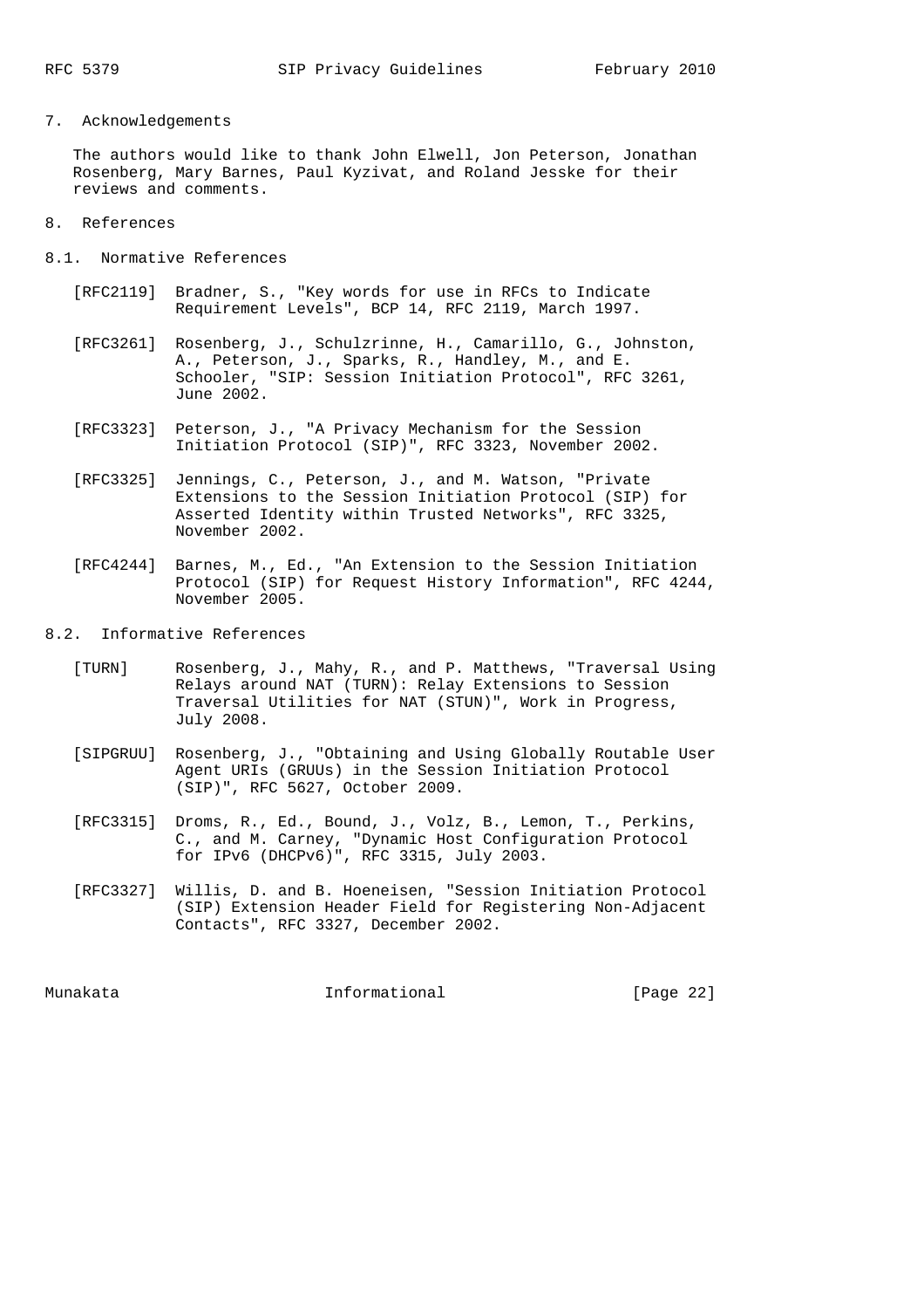## 7. Acknowledgements

The authors would like to thank John Elwell, Jon Peterson, Jonathan Rosenberg, Mary Barnes, Paul Kyzivat, and Roland Jesske for their reviews and comments.

## 8. References

### 8.1. Normative References

[RFC2119] Bradner, S., "Key words for use in RFCs to Indicate Requirement Levels", BCP 14, RFC 2119, March 1997.

[RFC3261] Rosenberg, J., Schulzrinne, H., Camarillo, G., Johnston, A., Peterson, J., Sparks, R., Handley, M., and E. Schooler, "SIP: Session Initiation Protocol", RFC 3261, June 2002.

[RFC3323] Peterson, J., "A Privacy Mechanism for the Session Initiation Protocol (SIP)", RFC 3323, November 2002.

[RFC3325] Jennings, C., Peterson, J., and M. Watson, "Private Extensions to the Session Initiation Protocol (SIP) for Asserted Identity within Trusted Networks", RFC 3325, November 2002.

[RFC4244] Barnes, M., Ed., "An Extension to the Session Initiation Protocol (SIP) for Request History Information", RFC 4244, November 2005.

### 8.2. Informative References

[TURN] Rosenberg, J., Mahy, R., and P. Matthews, "Traversal Using Relays around NAT (TURN): Relay Extensions to Session Traversal Utilities for NAT (STUN)", Work in Progress, July 2008.

[SIPGRUU] Rosenberg, J., "Obtaining and Using Globally Routable User Agent URIs (GRUUs) in the Session Initiation Protocol (SIP)", RFC 5627, October 2009.

[RFC3315] Droms, R., Ed., Bound, J., Volz, B., Lemon, T., Perkins, C., and M. Carney, "Dynamic Host Configuration Protocol for IPv6 (DHCPv6)", RFC 3315, July 2003.

[RFC3327] Willis, D. and B. Hoeneisen, "Session Initiation Protocol (SIP) Extension Header Field for Registering Non-Adjacent Contacts", RFC 3327, December 2002.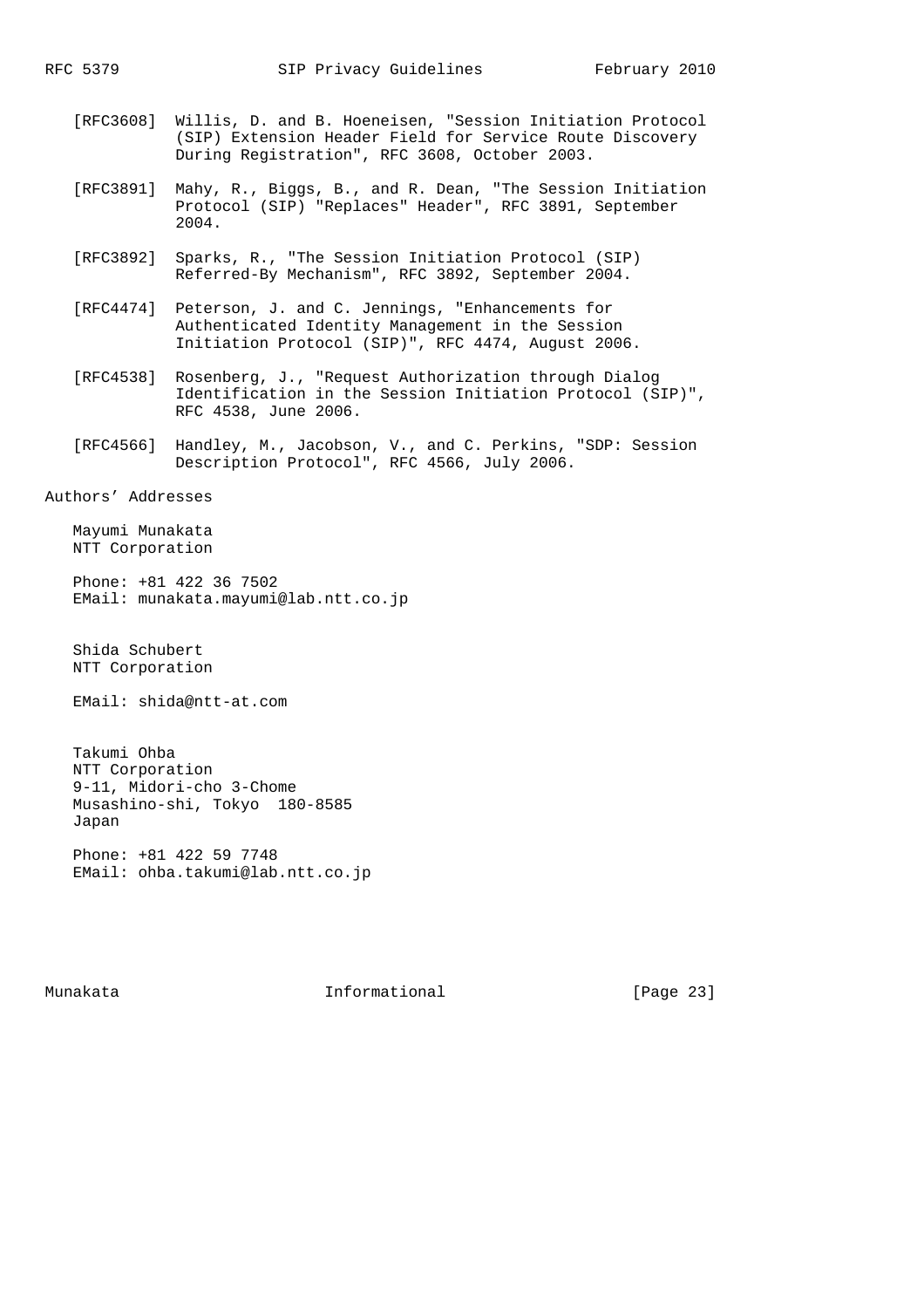[RFC3608] Willis, D. and B. Hoeneisen, "Session Initiation Protocol (SIP) Extension Header Field for Service Route Discovery During Registration", RFC 3608, October 2003.

[RFC3891] Mahy, R., Biggs, B., and R. Dean, "The Session Initiation Protocol (SIP) "Replaces" Header", RFC 3891, September 2004.

[RFC3892] Sparks, R., "The Session Initiation Protocol (SIP) Referred-By Mechanism", RFC 3892, September 2004.

[RFC4474] Peterson, J. and C. Jennings, "Enhancements for Authenticated Identity Management in the Session Initiation Protocol (SIP)", RFC 4474, August 2006.

[RFC4538] Rosenberg, J., "Request Authorization through Dialog Identification in the Session Initiation Protocol (SIP)", RFC 4538, June 2006.

[RFC4566] Handley, M., Jacobson, V., and C. Perkins, "SDP: Session Description Protocol", RFC 4566, July 2006.

## Authors' Addresses

Mayumi Munakata
NTT Corporation

Phone: +81 422 36 7502
EMail: munakata.mayumi@lab.ntt.co.jp

Shida Schubert
NTT Corporation

EMail: shida@ntt-at.com

Takumi Ohba
NTT Corporation
9-11, Midori-cho 3-Chome
Musashino-shi, Tokyo 180-8585
Japan

Phone: +81 422 59 7748
EMail: ohba.takumi@lab.ntt.co.jp